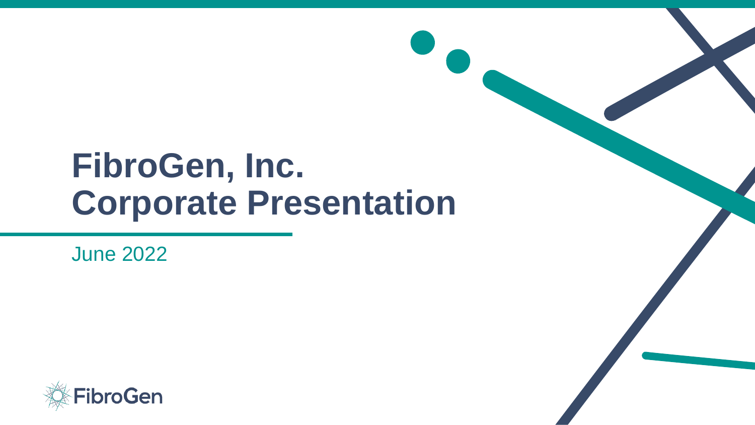# FibroGen, Inc.
# Corporate Presentation

June 2022

FibroGen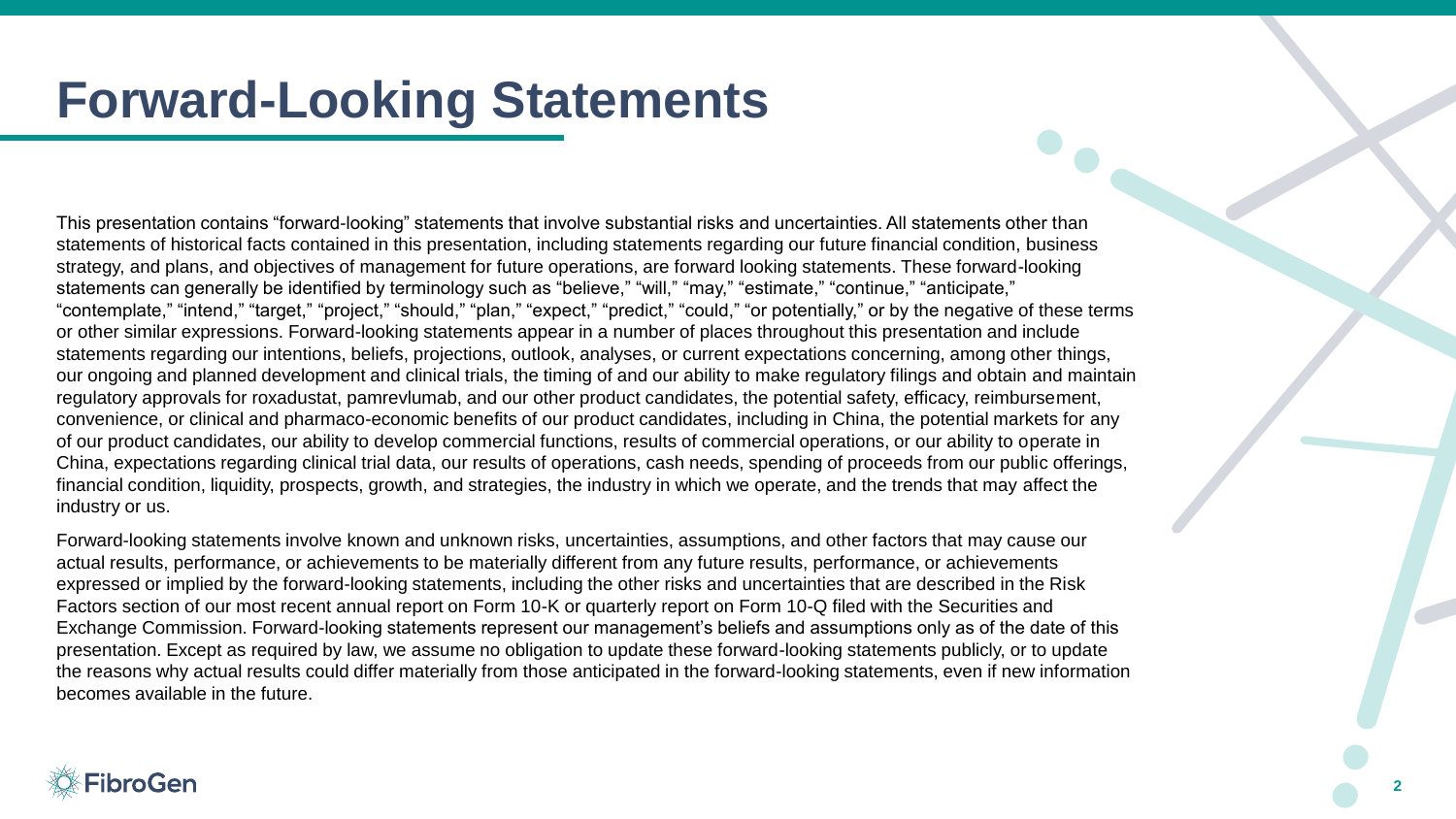# Forward-Looking Statements

This presentation contains "forward-looking" statements that involve substantial risks and uncertainties. All statements other than statements of historical facts contained in this presentation, including statements regarding our future financial condition, business strategy, and plans, and objectives of management for future operations, are forward looking statements. These forward-looking statements can generally be identified by terminology such as "believe," "will," "may," "estimate," "continue," "anticipate," "contemplate," "intend," "target," "project," "should," "plan," "expect," "predict," "could," "or potentially," or by the negative of these terms or other similar expressions. Forward-looking statements appear in a number of places throughout this presentation and include statements regarding our intentions, beliefs, projections, outlook, analyses, or current expectations concerning, among other things, our ongoing and planned development and clinical trials, the timing of and our ability to make regulatory filings and obtain and maintain regulatory approvals for roxadustat, pamrevlumab, and our other product candidates, the potential safety, efficacy, reimbursement, convenience, or clinical and pharmaco-economic benefits of our product candidates, including in China, the potential markets for any of our product candidates, our ability to develop commercial functions, results of commercial operations, or our ability to operate in China, expectations regarding clinical trial data, our results of operations, cash needs, spending of proceeds from our public offerings, financial condition, liquidity, prospects, growth, and strategies, the industry in which we operate, and the trends that may affect the industry or us.

Forward-looking statements involve known and unknown risks, uncertainties, assumptions, and other factors that may cause our actual results, performance, or achievements to be materially different from any future results, performance, or achievements expressed or implied by the forward-looking statements, including the other risks and uncertainties that are described in the Risk Factors section of our most recent annual report on Form 10-K or quarterly report on Form 10-Q filed with the Securities and Exchange Commission. Forward-looking statements represent our management's beliefs and assumptions only as of the date of this presentation. Except as required by law, we assume no obligation to update these forward-looking statements publicly, or to update the reasons why actual results could differ materially from those anticipated in the forward-looking statements, even if new information becomes available in the future.

FibroGen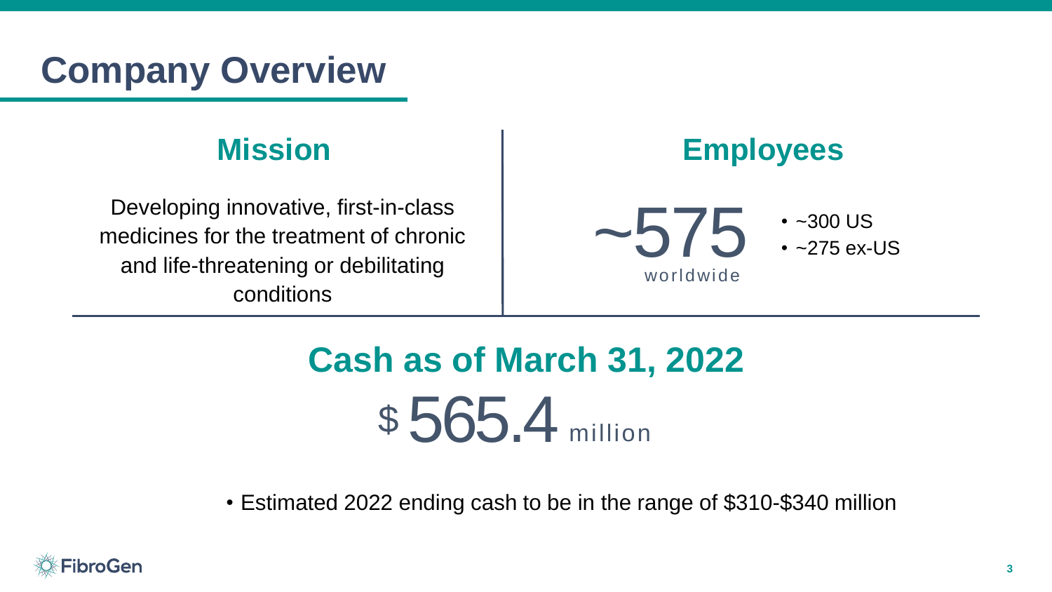# Company Overview

## Mission

Developing innovative, first-in-class medicines for the treatment of chronic and life-threatening or debilitating conditions

## Employees

~575 worldwide

- ~300 US
- ~275 ex-US

## Cash as of March 31, 2022

$ 565.4 million

- Estimated 2022 ending cash to be in the range of $310-$340 million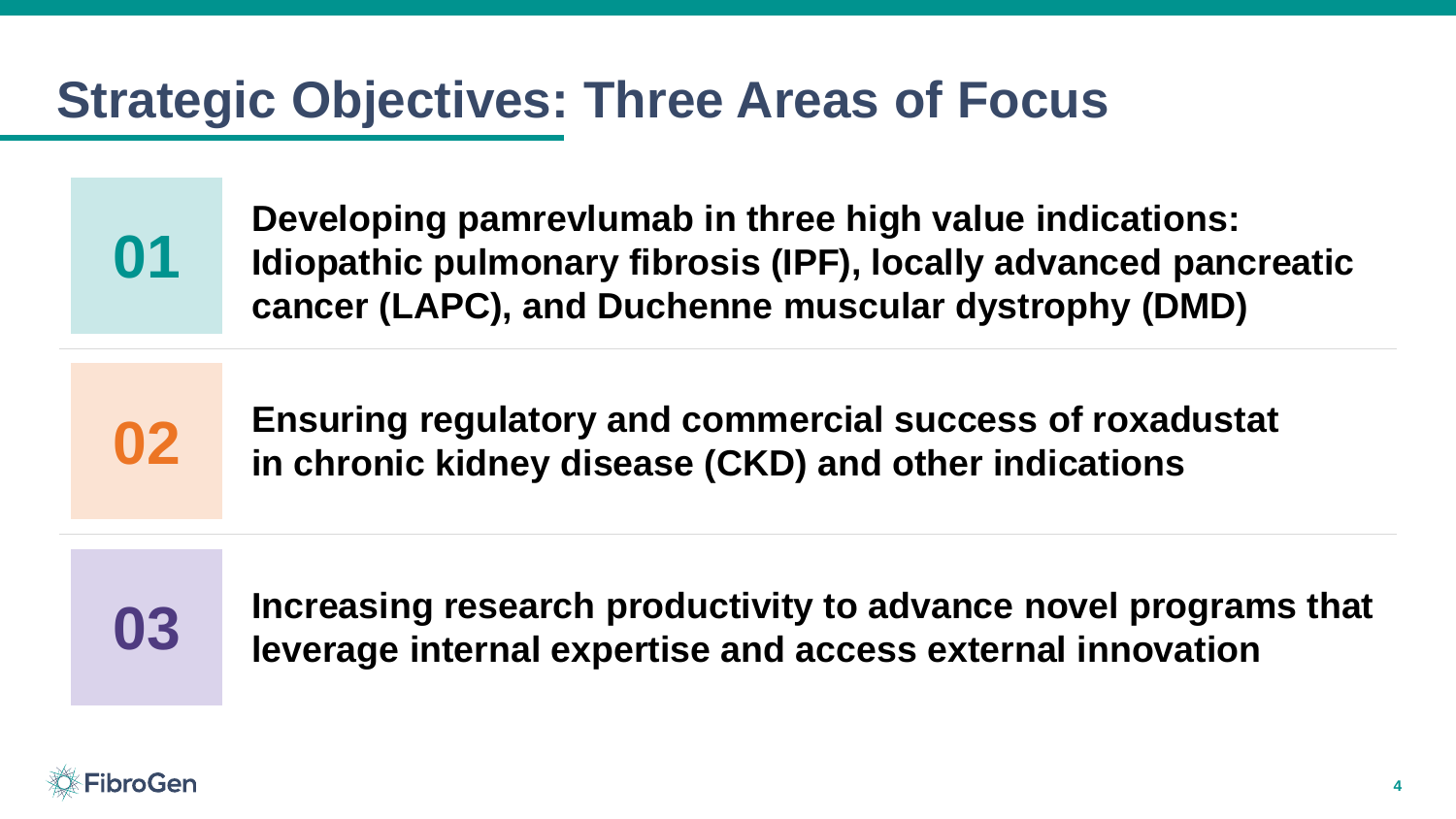# Strategic Objectives: Three Areas of Focus

**01** **Developing pamrevlumab in three high value indications: Idiopathic pulmonary fibrosis (IPF), locally advanced pancreatic cancer (LAPC), and Duchenne muscular dystrophy (DMD)**

**02** **Ensuring regulatory and commercial success of roxadustat in chronic kidney disease (CKD) and other indications**

**03** **Increasing research productivity to advance novel programs that leverage internal expertise and access external innovation**

FibroGen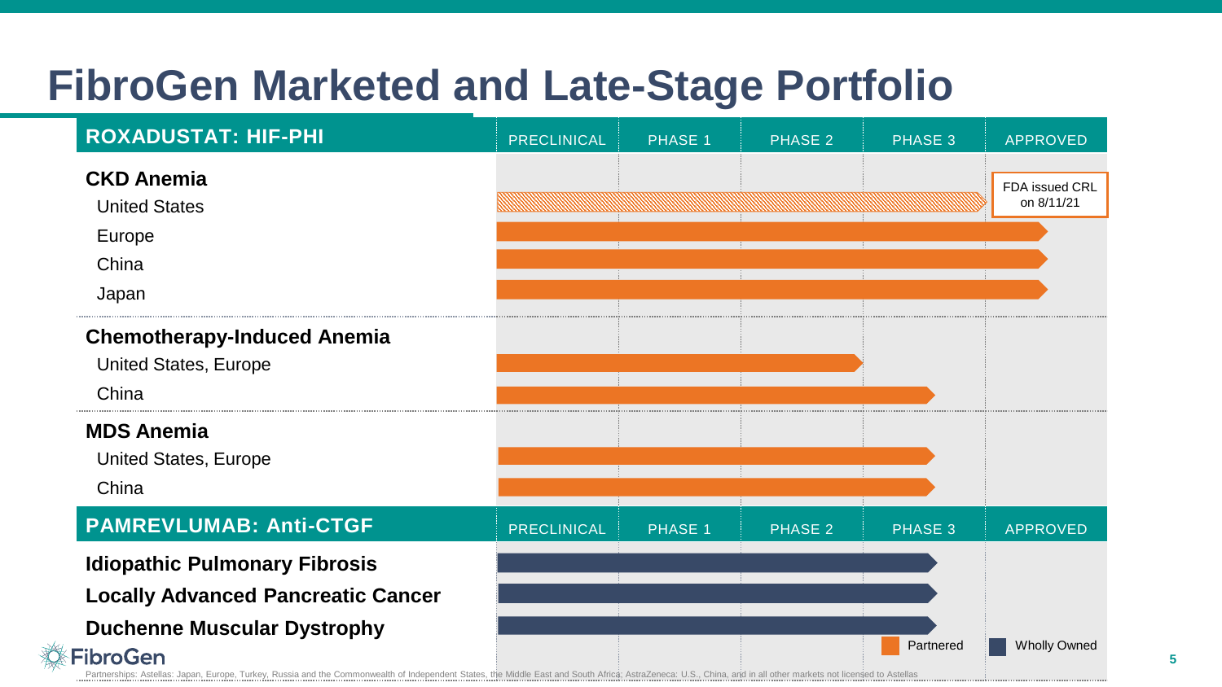# FibroGen Marketed and Late-Stage Portfolio

| ROXADUSTAT: HIF-PHI | PRECLINICAL | PHASE 1 | PHASE 2 | PHASE 3 | APPROVED |
|---|---|---|---|---|---|
| **CKD Anemia** | | | | | |
| United States | | | | → Phase 3 | FDA issued CRL on 8/11/21 |
| Europe | | | | | → Approved |
| China | | | | | → Approved |
| Japan | | | | | → Approved |
| **Chemotherapy-Induced Anemia** | | | | | |
| United States, Europe | | | → Phase 2 | | |
| China | | | | → Phase 3 | |
| **MDS Anemia** | | | | | |
| United States, Europe | | | | → Phase 3 | |
| China | | | | → Phase 3 | |

| PAMREVLUMAB: Anti-CTGF | PRECLINICAL | PHASE 1 | PHASE 2 | PHASE 3 | APPROVED |
|---|---|---|---|---|---|
| **Idiopathic Pulmonary Fibrosis** | | | | → Phase 3 | |
| **Locally Advanced Pancreatic Cancer** | | | | → Phase 3 | |
| **Duchenne Muscular Dystrophy** | | | | → Phase 3 | |

Legend: Partnered (Roxadustat programs) | Wholly Owned (Pamrevlumab programs)

Partnerships: Astellas: Japan, Europe, Turkey, Russia and the Commonwealth of Independent States, the Middle East and South Africa; AstraZeneca: U.S., China, and in all other markets not licensed to Astellas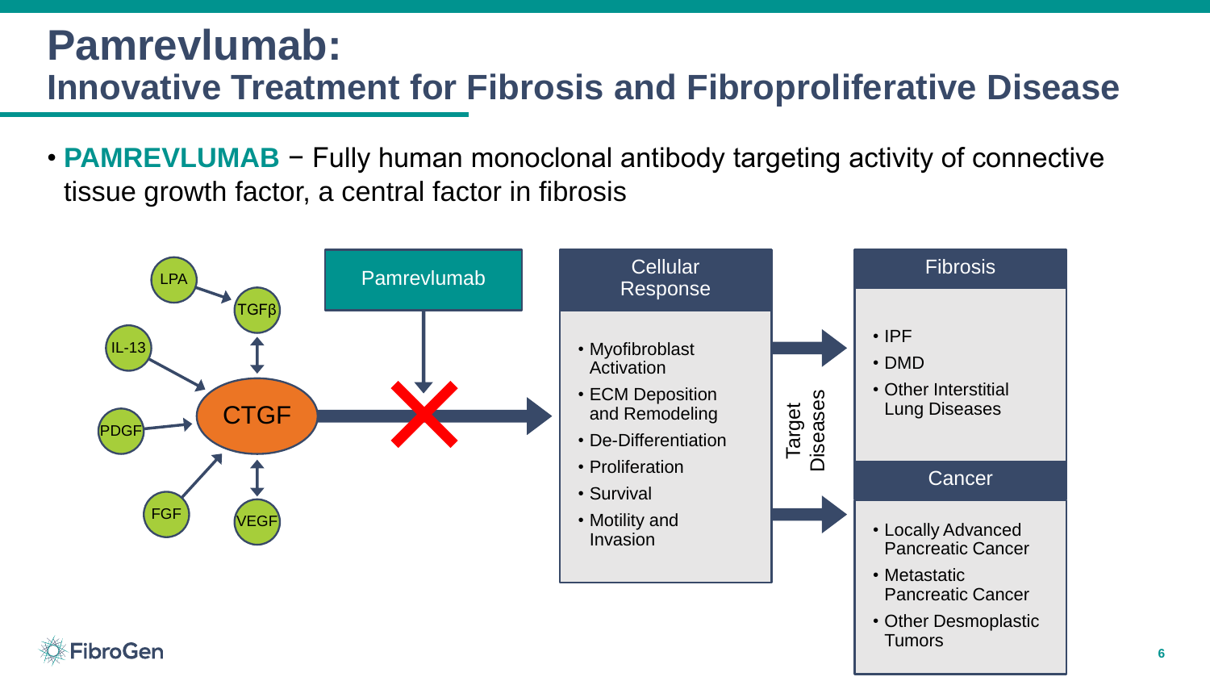# Pamrevlumab:
## Innovative Treatment for Fibrosis and Fibroproliferative Disease

- **PAMREVLUMAB** − Fully human monoclonal antibody targeting activity of connective tissue growth factor, a central factor in fibrosis

LPA
TGFβ
IL-13
PDGF
CTGF
FGF
VEGF

Pamrevlumab

**Cellular Response**

- Myofibroblast Activation
- ECM Deposition and Remodeling
- De-Differentiation
- Proliferation
- Survival
- Motility and Invasion

Target Diseases

**Fibrosis**

- IPF
- DMD
- Other Interstitial Lung Diseases

**Cancer**

- Locally Advanced Pancreatic Cancer
- Metastatic Pancreatic Cancer
- Other Desmoplastic Tumors

FibroGen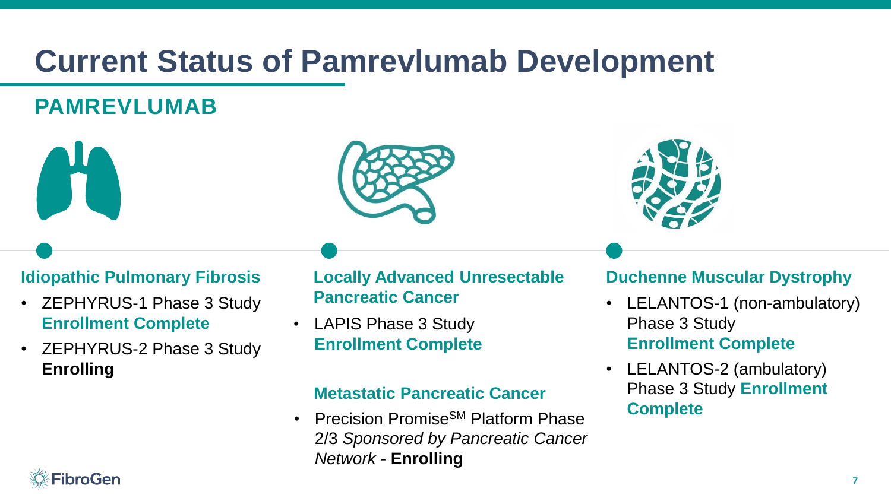# Current Status of Pamrevlumab Development

## PAMREVLUMAB

### Idiopathic Pulmonary Fibrosis

- ZEPHYRUS-1 Phase 3 Study **Enrollment Complete**
- ZEPHYRUS-2 Phase 3 Study **Enrolling**

### Locally Advanced Unresectable Pancreatic Cancer

- LAPIS Phase 3 Study **Enrollment Complete**

### Metastatic Pancreatic Cancer

- Precision Promise[SM] Platform Phase 2/3 *Sponsored by Pancreatic Cancer Network* - **Enrolling**

### Duchenne Muscular Dystrophy

- LELANTOS-1 (non-ambulatory) Phase 3 Study **Enrollment Complete**
- LELANTOS-2 (ambulatory) Phase 3 Study **Enrollment Complete**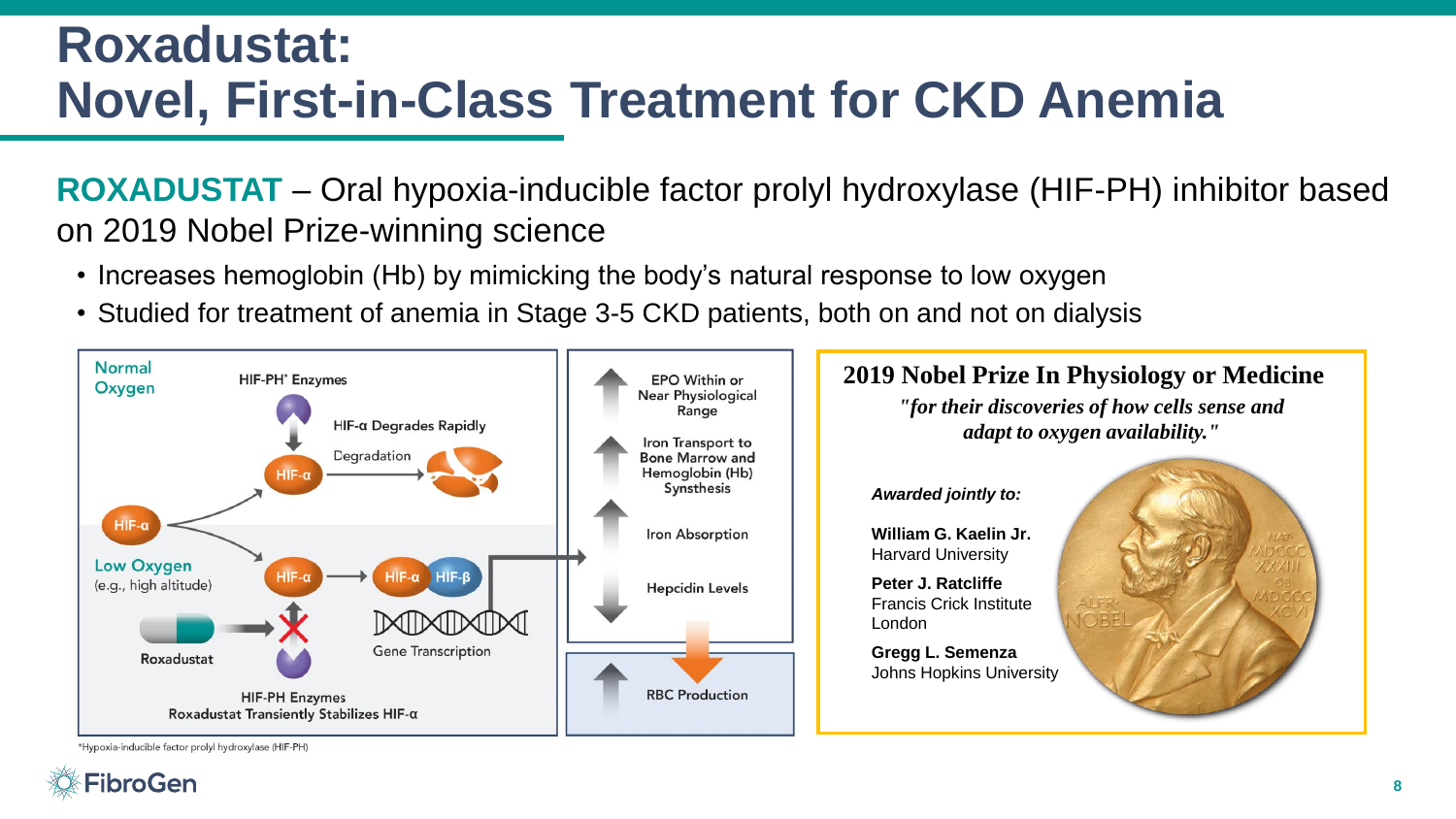# Roxadustat: Novel, First-in-Class Treatment for CKD Anemia

**ROXADUSTAT** – Oral hypoxia-inducible factor prolyl hydroxylase (HIF-PH) inhibitor based on 2019 Nobel Prize-winning science

- Increases hemoglobin (Hb) by mimicking the body's natural response to low oxygen
- Studied for treatment of anemia in Stage 3-5 CKD patients, both on and not on dialysis

Normal Oxygen

HIF-PH* Enzymes

HIF-α Degrades Rapidly

Degradation

HIF-α

HIF-α

Low Oxygen (e.g., high altitude)

HIF-α

HIF-α HIF-β

Gene Transcription

Roxadustat

HIF-PH Enzymes

Roxadustat Transiently Stabilizes HIF-α

EPO Within or Near Physiological Range

Iron Transport to Bone Marrow and Hemoglobin (Hb) Synsthesis

Iron Absorption

Hepcidin Levels

RBC Production

**2019 Nobel Prize In Physiology or Medicine**

***"for their discoveries of how cells sense and adapt to oxygen availability."***

***Awarded jointly to:***

**William G. Kaelin Jr.**
Harvard University

**Peter J. Ratcliffe**
Francis Crick Institute London

**Gregg L. Semenza**
Johns Hopkins University

*Hypoxia-inducible factor prolyl hydroxylase (HIF-PH)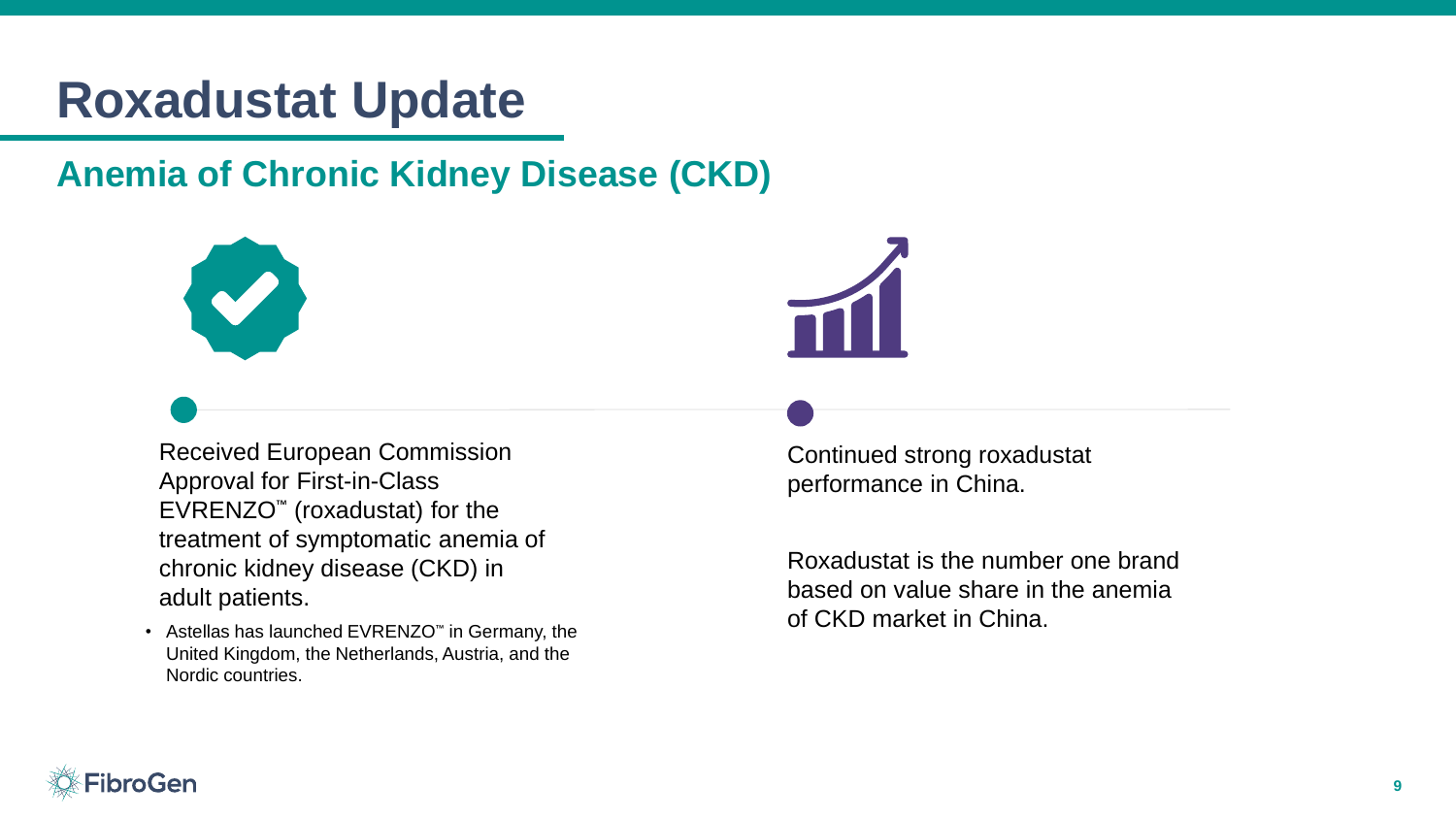# Roxadustat Update

## Anemia of Chronic Kidney Disease (CKD)

Received European Commission Approval for First-in-Class EVRENZO™ (roxadustat) for the treatment of symptomatic anemia of chronic kidney disease (CKD) in adult patients.

- Astellas has launched EVRENZO™ in Germany, the United Kingdom, the Netherlands, Austria, and the Nordic countries.

Continued strong roxadustat performance in China.

Roxadustat is the number one brand based on value share in the anemia of CKD market in China.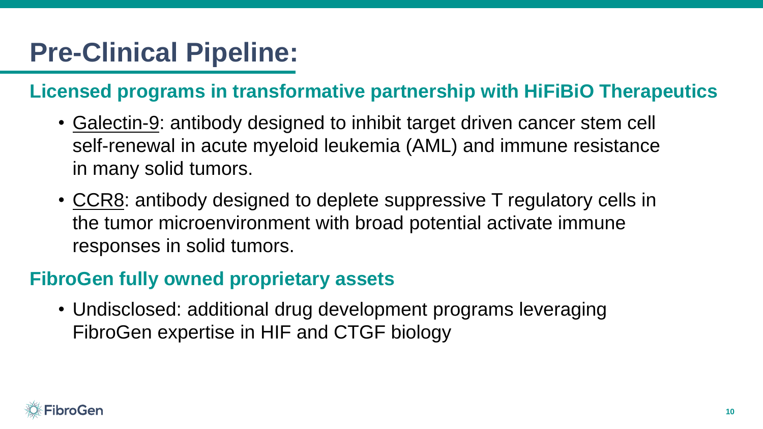# Pre-Clinical Pipeline:

## Licensed programs in transformative partnership with HiFiBiO Therapeutics

- Galectin-9: antibody designed to inhibit target driven cancer stem cell self-renewal in acute myeloid leukemia (AML) and immune resistance in many solid tumors.
- CCR8: antibody designed to deplete suppressive T regulatory cells in the tumor microenvironment with broad potential activate immune responses in solid tumors.

## FibroGen fully owned proprietary assets

- Undisclosed: additional drug development programs leveraging FibroGen expertise in HIF and CTGF biology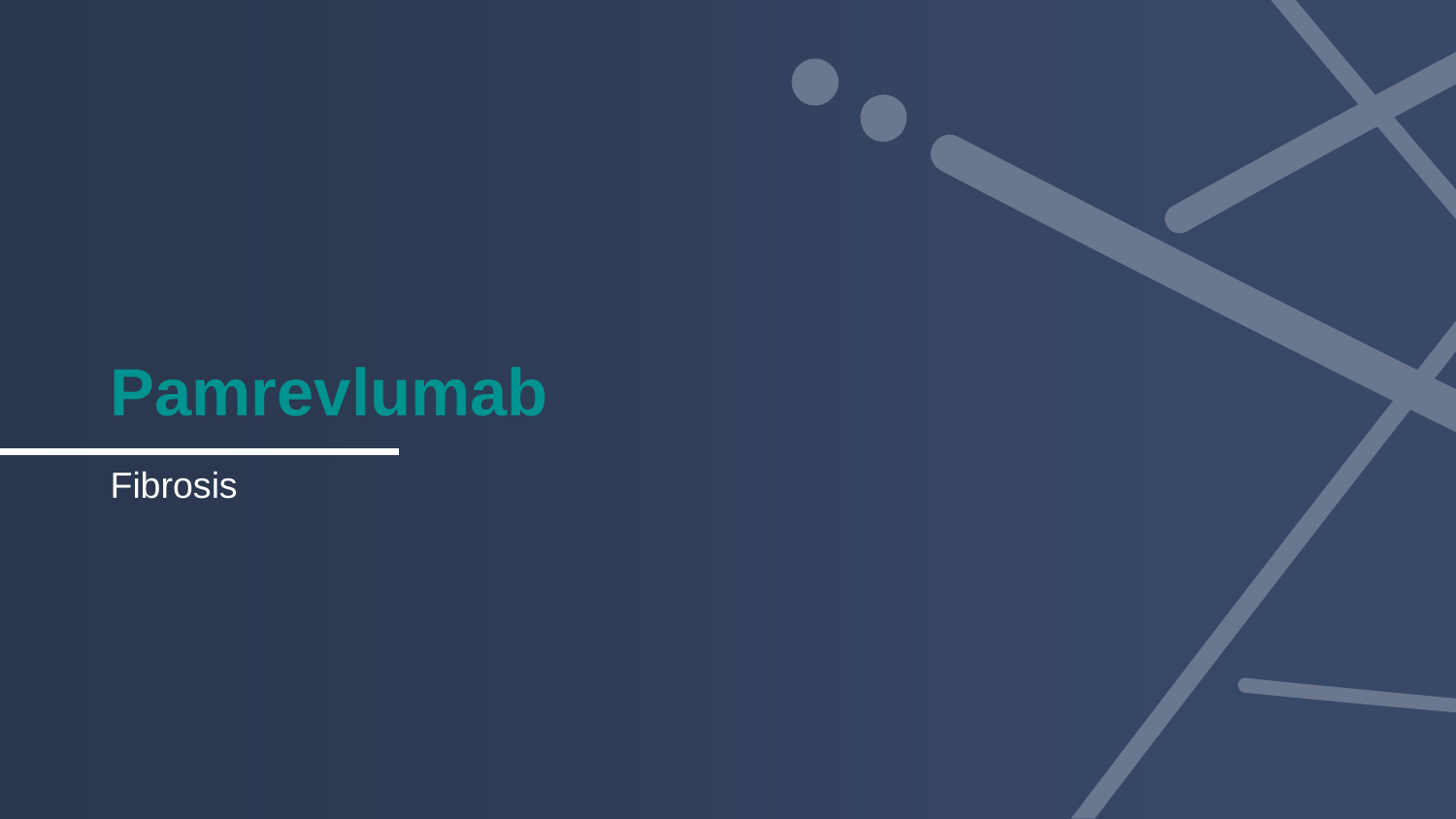# Pamrevlumab

Fibrosis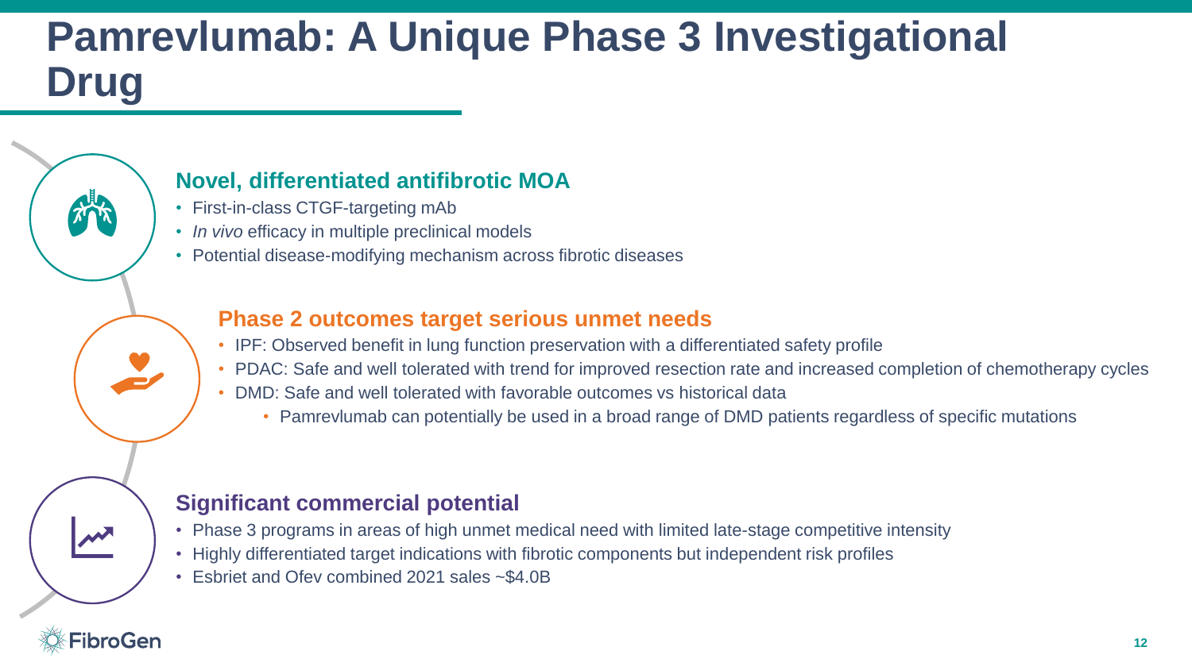# Pamrevlumab: A Unique Phase 3 Investigational Drug

## Novel, differentiated antifibrotic MOA

- First-in-class CTGF-targeting mAb
- *In vivo* efficacy in multiple preclinical models
- Potential disease-modifying mechanism across fibrotic diseases

## Phase 2 outcomes target serious unmet needs

- IPF: Observed benefit in lung function preservation with a differentiated safety profile
- PDAC: Safe and well tolerated with trend for improved resection rate and increased completion of chemotherapy cycles
- DMD: Safe and well tolerated with favorable outcomes vs historical data
  - Pamrevlumab can potentially be used in a broad range of DMD patients regardless of specific mutations

## Significant commercial potential

- Phase 3 programs in areas of high unmet medical need with limited late-stage competitive intensity
- Highly differentiated target indications with fibrotic components but independent risk profiles
- Esbriet and Ofev combined 2021 sales ~$4.0B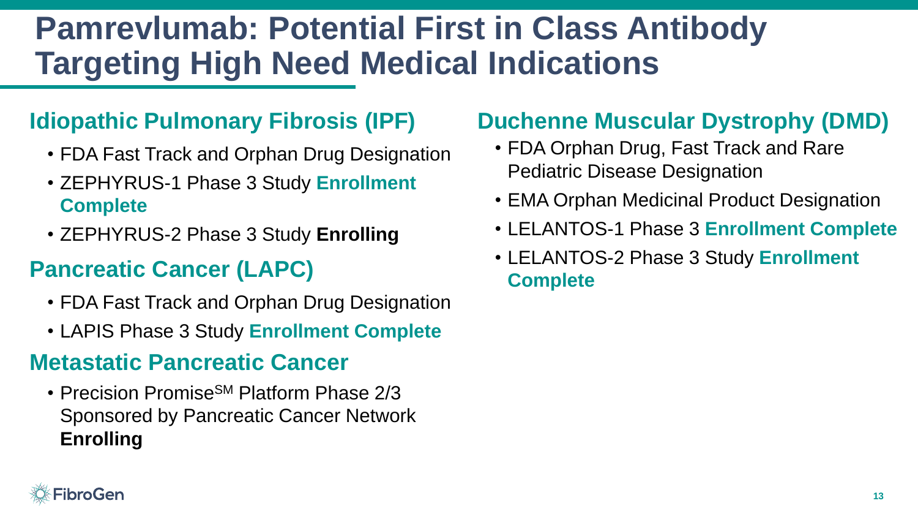# Pamrevlumab: Potential First in Class Antibody Targeting High Need Medical Indications

## Idiopathic Pulmonary Fibrosis (IPF)

- FDA Fast Track and Orphan Drug Designation
- ZEPHYRUS-1 Phase 3 Study **Enrollment Complete**
- ZEPHYRUS-2 Phase 3 Study **Enrolling**

## Pancreatic Cancer (LAPC)

- FDA Fast Track and Orphan Drug Designation
- LAPIS Phase 3 Study **Enrollment Complete**

## Metastatic Pancreatic Cancer

- Precision Promise$^{SM}$ Platform Phase 2/3 Sponsored by Pancreatic Cancer Network **Enrolling**

## Duchenne Muscular Dystrophy (DMD)

- FDA Orphan Drug, Fast Track and Rare Pediatric Disease Designation
- EMA Orphan Medicinal Product Designation
- LELANTOS-1 Phase 3 **Enrollment Complete**
- LELANTOS-2 Phase 3 Study **Enrollment Complete**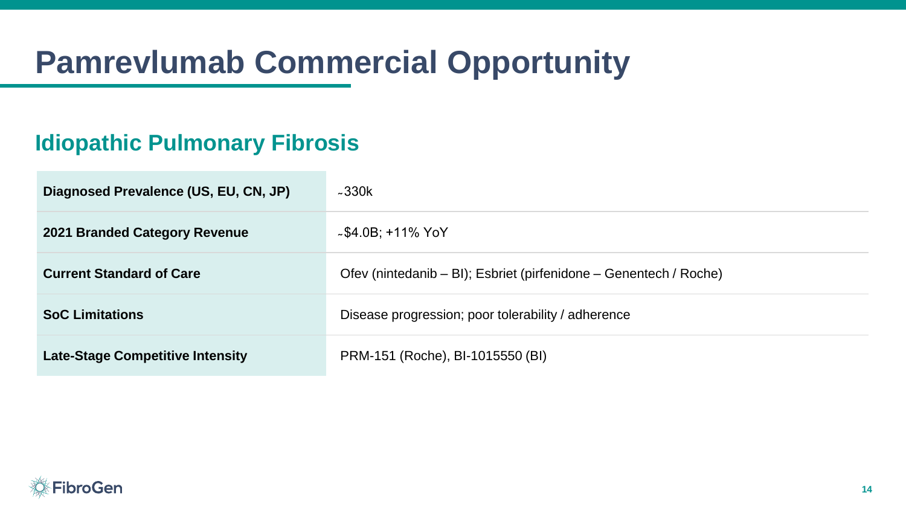# Pamrevlumab Commercial Opportunity

## Idiopathic Pulmonary Fibrosis

| | |
|---|---|
| **Diagnosed Prevalence (US, EU, CN, JP)** | ~330k |
| **2021 Branded Category Revenue** | ~$4.0B; +11% YoY |
| **Current Standard of Care** | Ofev (nintedanib – BI); Esbriet (pirfenidone – Genentech / Roche) |
| **SoC Limitations** | Disease progression; poor tolerability / adherence |
| **Late-Stage Competitive Intensity** | PRM-151 (Roche), BI-1015550 (BI) |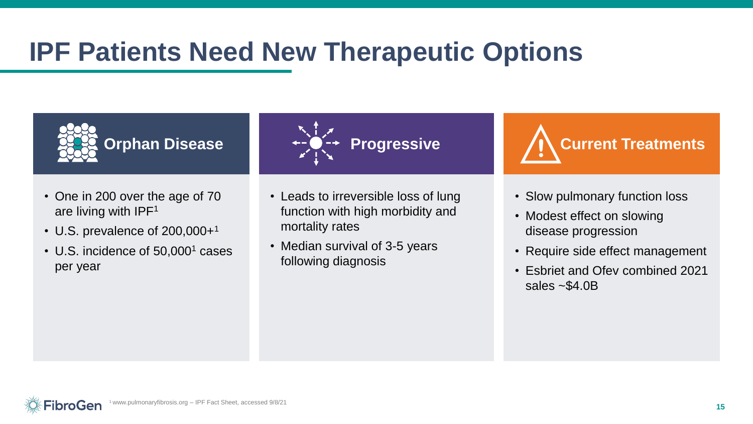# IPF Patients Need New Therapeutic Options

## Orphan Disease

- One in 200 over the age of 70 are living with IPF[1]
- U.S. prevalence of 200,000+[1]
- U.S. incidence of 50,000[1] cases per year

## Progressive

- Leads to irreversible loss of lung function with high morbidity and mortality rates
- Median survival of 3-5 years following diagnosis

## Current Treatments

- Slow pulmonary function loss
- Modest effect on slowing disease progression
- Require side effect management
- Esbriet and Ofev combined 2021 sales ~$4.0B

[1] www.pulmonaryfibrosis.org – IPF Fact Sheet, accessed 9/8/21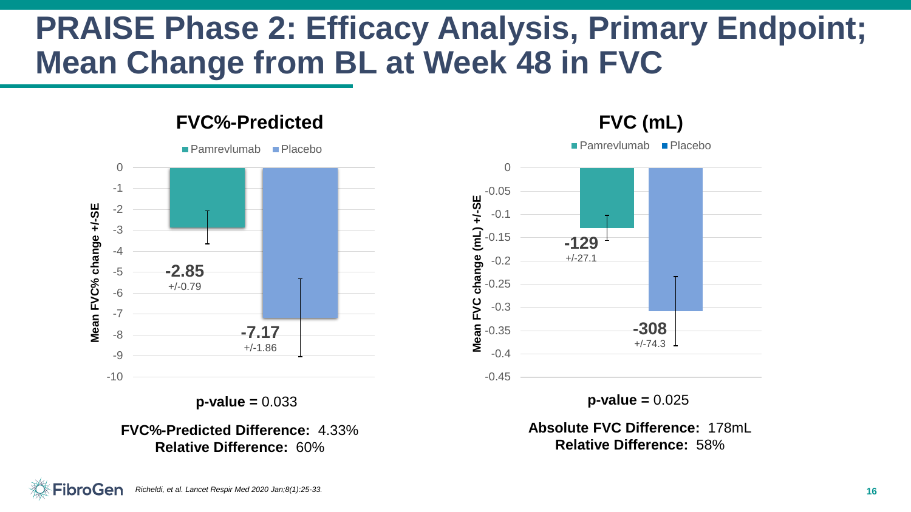# PRAISE Phase 2: Efficacy Analysis, Primary Endpoint; Mean Change from BL at Week 48 in FVC

## FVC%-Predicted

Pamrevlumab Placebo

Mean FVC% change +/-SE

0
-1
-2
-3
-4
-5
-6
-7
-8
-9
-10

-2.85
+/-0.79

-7.17
+/-1.86

**p-value =** 0.033

**FVC%-Predicted Difference:** 4.33%
**Relative Difference:** 60%

## FVC (mL)

Pamrevlumab Placebo

Mean FVC change (mL) +/-SE

0
-0.05
-0.1
-0.15
-0.2
-0.25
-0.3
-0.35
-0.4
-0.45

-129
+/-27.1

-308
+/-74.3

**p-value =** 0.025

**Absolute FVC Difference:** 178mL
**Relative Difference:** 58%

*Richeldi, et al. Lancet Respir Med 2020 Jan;8(1):25-33.*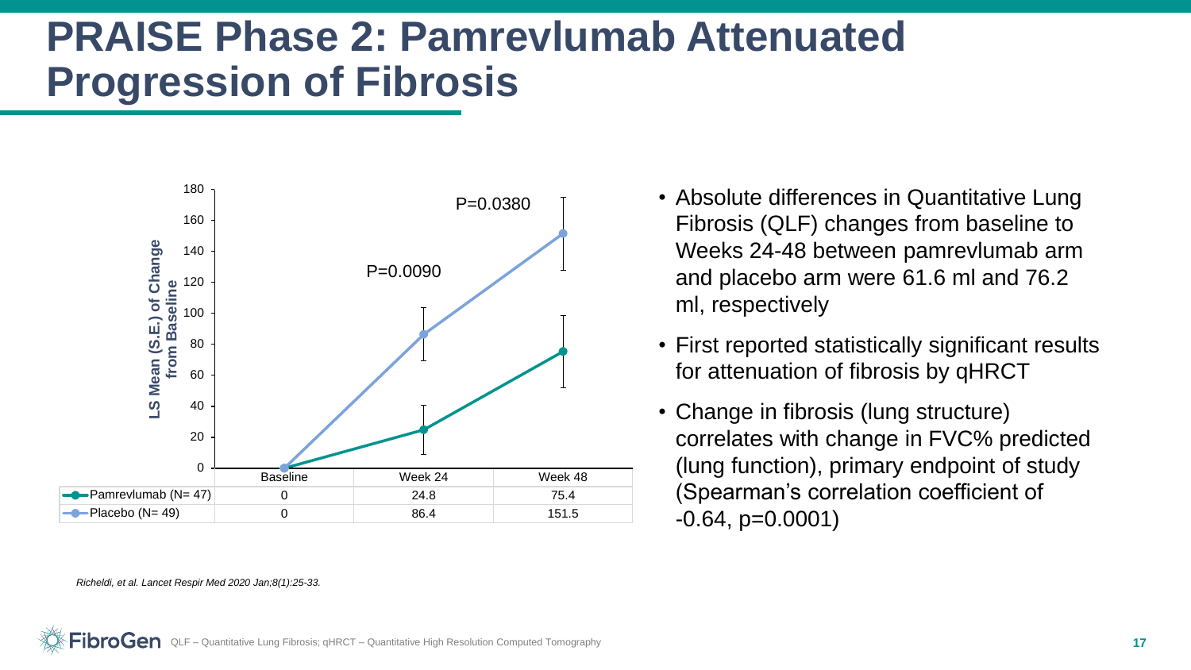# PRAISE Phase 2: Pamrevlumab Attenuated Progression of Fibrosis

LS Mean (S.E.) of Change from Baseline

180
160
140
120
100
80
60
40
20
0

P=0.0090

P=0.0380

| | Baseline | Week 24 | Week 48 |
|---|---|---|---|
| Pamrevlumab (N= 47) | 0 | 24.8 | 75.4 |
| Placebo (N= 49) | 0 | 86.4 | 151.5 |

- Absolute differences in Quantitative Lung Fibrosis (QLF) changes from baseline to Weeks 24-48 between pamrevlumab arm and placebo arm were 61.6 ml and 76.2 ml, respectively
- First reported statistically significant results for attenuation of fibrosis by qHRCT
- Change in fibrosis (lung structure) correlates with change in FVC% predicted (lung function), primary endpoint of study (Spearman's correlation coefficient of -0.64, p=0.0001)

*Richeldi, et al. Lancet Respir Med 2020 Jan;8(1):25-33.*

FibroGen QLF – Quantitative Lung Fibrosis; qHRCT – Quantitative High Resolution Computed Tomography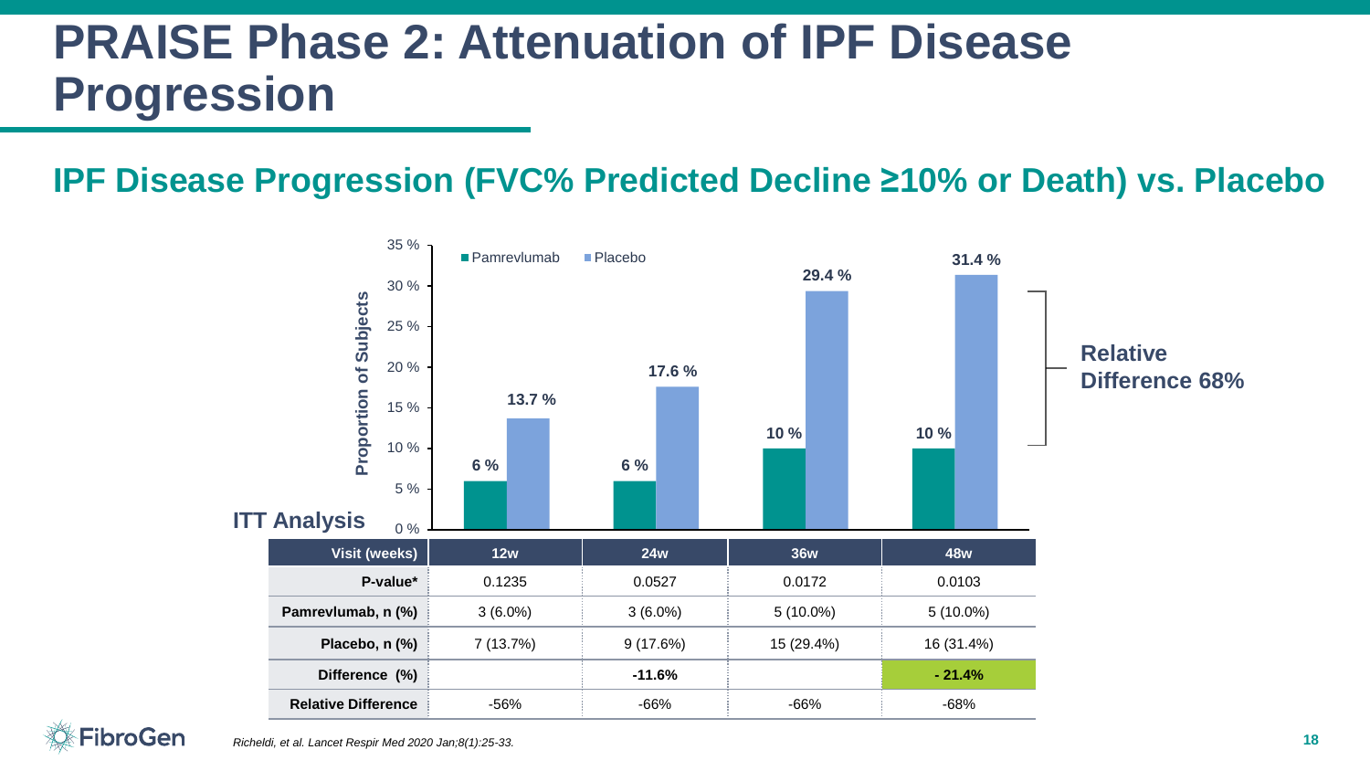# PRAISE Phase 2: Attenuation of IPF Disease Progression

## IPF Disease Progression (FVC% Predicted Decline ≥10% or Death) vs. Placebo

Pamrevlumab
Placebo

35 %
30 %
25 %
20 %
15 %
10 %
5 %
0 %

Proportion of Subjects

6 %
13.7 %
6 %
17.6 %
10 %
29.4 %
10 %
31.4 %

Relative Difference 68%

**ITT Analysis**

| Visit (weeks) | 12w | 24w | 36w | 48w |
|---|---|---|---|---|
| P-value* | 0.1235 | 0.0527 | 0.0172 | 0.0103 |
| Pamrevlumab, n (%) | 3 (6.0%) | 3 (6.0%) | 5 (10.0%) | 5 (10.0%) |
| Placebo, n (%) | 7 (13.7%) | 9 (17.6%) | 15 (29.4%) | 16 (31.4%) |
| Difference (%) | | **-11.6%** | | **- 21.4%** |
| Relative Difference | -56% | -66% | -66% | -68% |

*Richeldi, et al. Lancet Respir Med 2020 Jan;8(1):25-33.*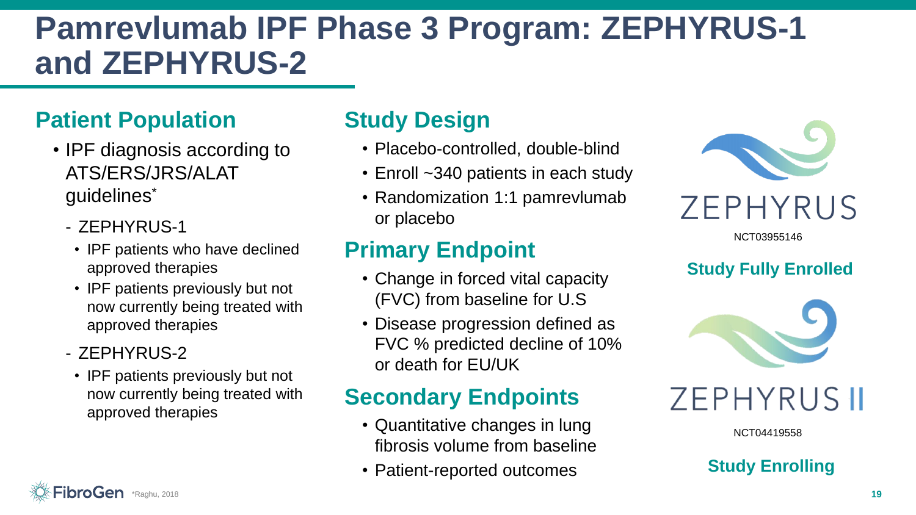# Pamrevlumab IPF Phase 3 Program: ZEPHYRUS-1 and ZEPHYRUS-2

## Patient Population

- IPF diagnosis according to ATS/ERS/JRS/ALAT guidelines*
  - ZEPHYRUS-1
    - IPF patients who have declined approved therapies
    - IPF patients previously but not now currently being treated with approved therapies
  - ZEPHYRUS-2
    - IPF patients previously but not now currently being treated with approved therapies

## Study Design

- Placebo-controlled, double-blind
- Enroll ~340 patients in each study
- Randomization 1:1 pamrevlumab or placebo

## Primary Endpoint

- Change in forced vital capacity (FVC) from baseline for U.S
- Disease progression defined as FVC % predicted decline of 10% or death for EU/UK

## Secondary Endpoints

- Quantitative changes in lung fibrosis volume from baseline
- Patient-reported outcomes

ZEPHYRUS

NCT03955146

**Study Fully Enrolled**

ZEPHYRUS II

NCT04419558

**Study Enrolling**

*Raghu, 2018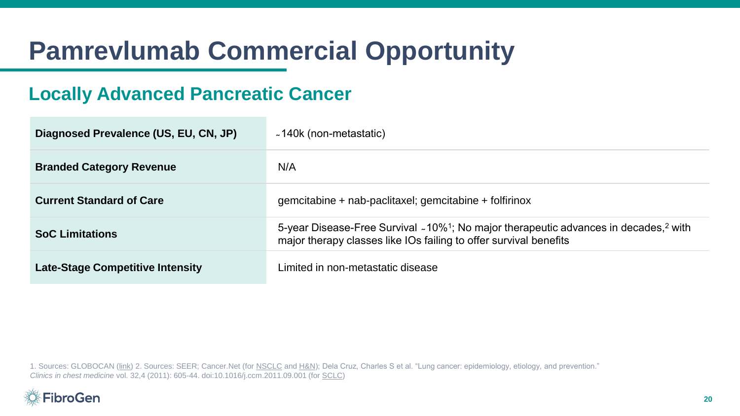# Pamrevlumab Commercial Opportunity

## Locally Advanced Pancreatic Cancer

| | |
|---|---|
| **Diagnosed Prevalence (US, EU, CN, JP)** | ~140k (non-metastatic) |
| **Branded Category Revenue** | N/A |
| **Current Standard of Care** | gemcitabine + nab-paclitaxel; gemcitabine + folfirinox |
| **SoC Limitations** | 5-year Disease-Free Survival ~10%[1]; No major therapeutic advances in decades,[2] with major therapy classes like IOs failing to offer survival benefits |
| **Late-Stage Competitive Intensity** | Limited in non-metastatic disease |

1. Sources: GLOBOCAN (link) 2. Sources: SEER; Cancer.Net (for NSCLC and H&N); Dela Cruz, Charles S et al. "Lung cancer: epidemiology, etiology, and prevention." *Clinics in chest medicine* vol. 32,4 (2011): 605-44. doi:10.1016/j.ccm.2011.09.001 (for SCLC)

FibroGen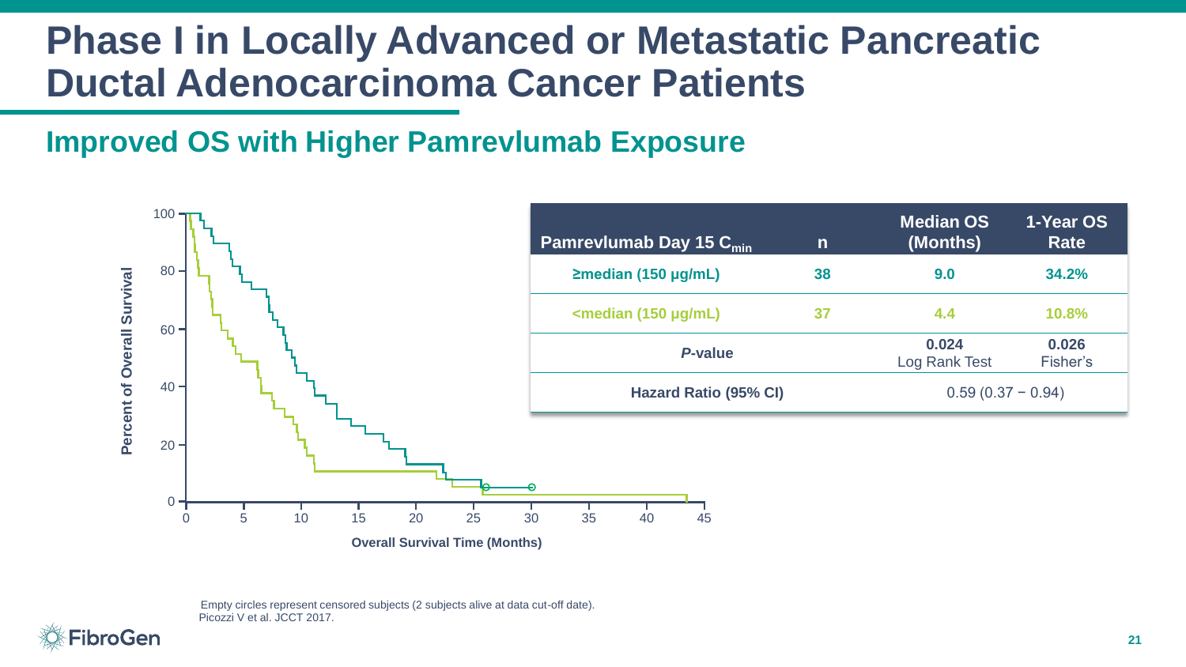# Phase I in Locally Advanced or Metastatic Pancreatic Ductal Adenocarcinoma Cancer Patients

## Improved OS with Higher Pamrevlumab Exposure

| Pamrevlumab Day 15 $C_{min}$ | n | Median OS (Months) | 1-Year OS Rate |
|---|---|---|---|
| **≥median (150 µg/mL)** | **38** | **9.0** | **34.2%** |
| **<median (150 µg/mL)** | **37** | **4.4** | **10.8%** |
| ***P*-value** | | **0.024** Log Rank Test | **0.026** Fisher's |
| **Hazard Ratio (95% CI)** | | 0.59 (0.37 − 0.94) | |

Empty circles represent censored subjects (2 subjects alive at data cut-off date).
Picozzi V et al. JCCT 2017.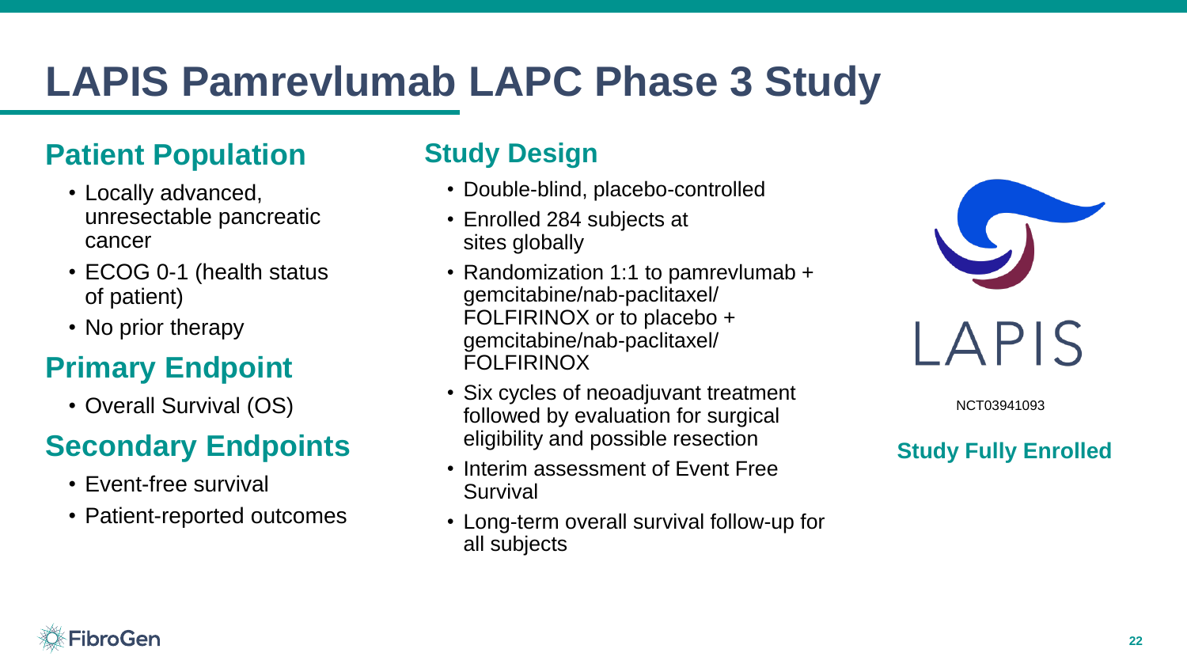# LAPIS Pamrevlumab LAPC Phase 3 Study

## Patient Population

- Locally advanced, unresectable pancreatic cancer
- ECOG 0-1 (health status of patient)
- No prior therapy

## Primary Endpoint

- Overall Survival (OS)

## Secondary Endpoints

- Event-free survival
- Patient-reported outcomes

## Study Design

- Double-blind, placebo-controlled
- Enrolled 284 subjects at sites globally
- Randomization 1:1 to pamrevlumab + gemcitabine/nab-paclitaxel/ FOLFIRINOX or to placebo + gemcitabine/nab-paclitaxel/ FOLFIRINOX
- Six cycles of neoadjuvant treatment followed by evaluation for surgical eligibility and possible resection
- Interim assessment of Event Free Survival
- Long-term overall survival follow-up for all subjects

LAPIS

NCT03941093

**Study Fully Enrolled**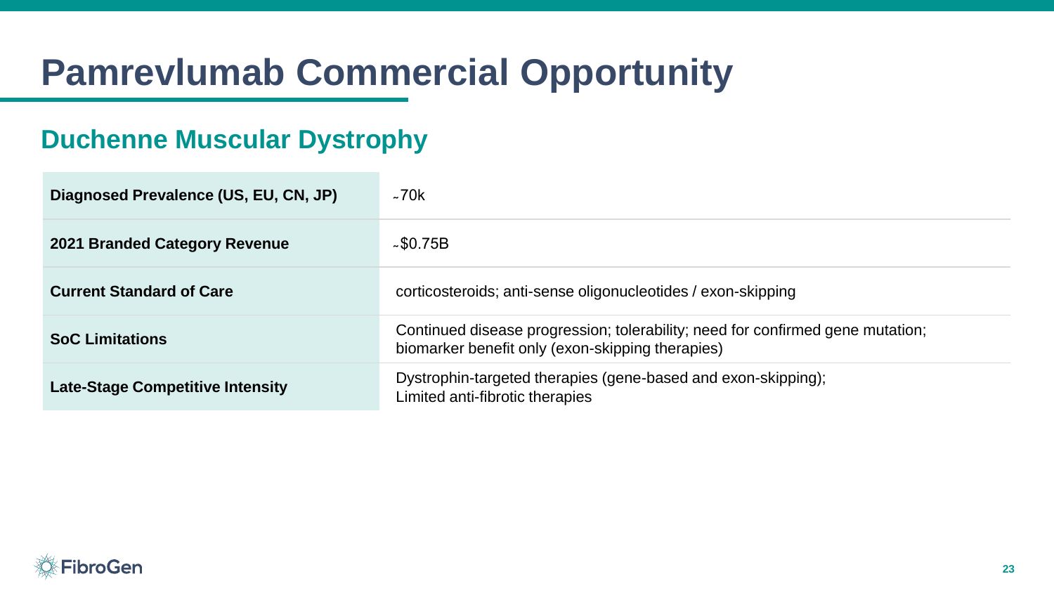# Pamrevlumab Commercial Opportunity

## Duchenne Muscular Dystrophy

| | |
|---|---|
| **Diagnosed Prevalence (US, EU, CN, JP)** | ~70k |
| **2021 Branded Category Revenue** | ~$0.75B |
| **Current Standard of Care** | corticosteroids; anti-sense oligonucleotides / exon-skipping |
| **SoC Limitations** | Continued disease progression; tolerability; need for confirmed gene mutation; biomarker benefit only (exon-skipping therapies) |
| **Late-Stage Competitive Intensity** | Dystrophin-targeted therapies (gene-based and exon-skipping); Limited anti-fibrotic therapies |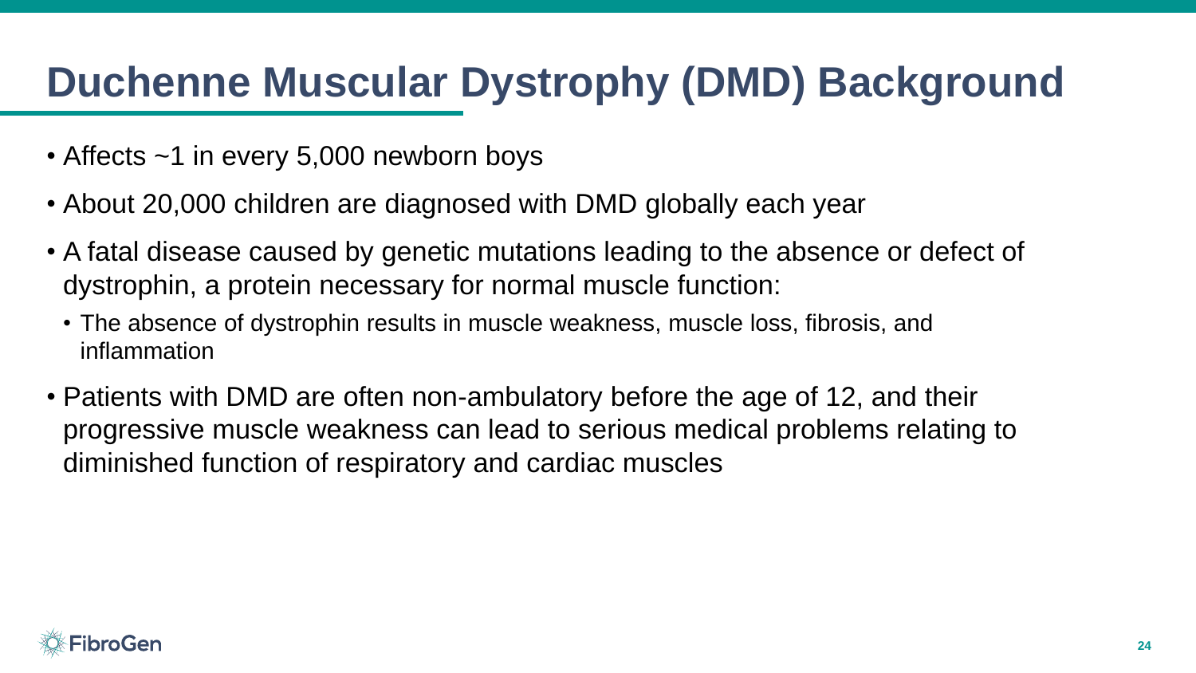# Duchenne Muscular Dystrophy (DMD) Background

- Affects ~1 in every 5,000 newborn boys
- About 20,000 children are diagnosed with DMD globally each year
- A fatal disease caused by genetic mutations leading to the absence or defect of dystrophin, a protein necessary for normal muscle function:
  - The absence of dystrophin results in muscle weakness, muscle loss, fibrosis, and inflammation
- Patients with DMD are often non-ambulatory before the age of 12, and their progressive muscle weakness can lead to serious medical problems relating to diminished function of respiratory and cardiac muscles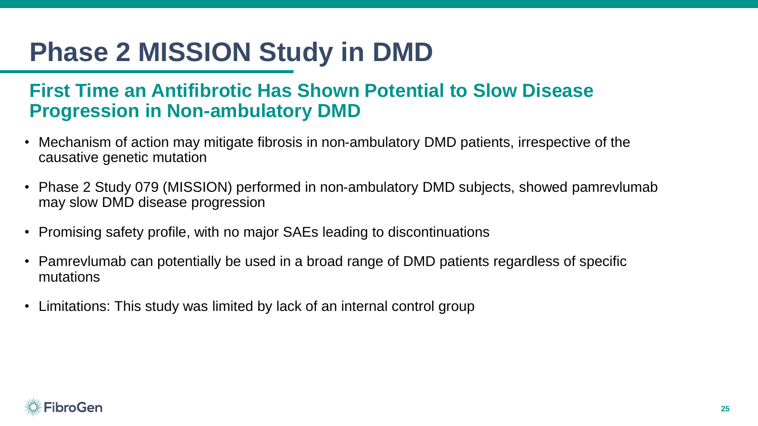# Phase 2 MISSION Study in DMD

## First Time an Antifibrotic Has Shown Potential to Slow Disease Progression in Non-ambulatory DMD

- Mechanism of action may mitigate fibrosis in non-ambulatory DMD patients, irrespective of the causative genetic mutation
- Phase 2 Study 079 (MISSION) performed in non-ambulatory DMD subjects, showed pamrevlumab may slow DMD disease progression
- Promising safety profile, with no major SAEs leading to discontinuations
- Pamrevlumab can potentially be used in a broad range of DMD patients regardless of specific mutations
- Limitations: This study was limited by lack of an internal control group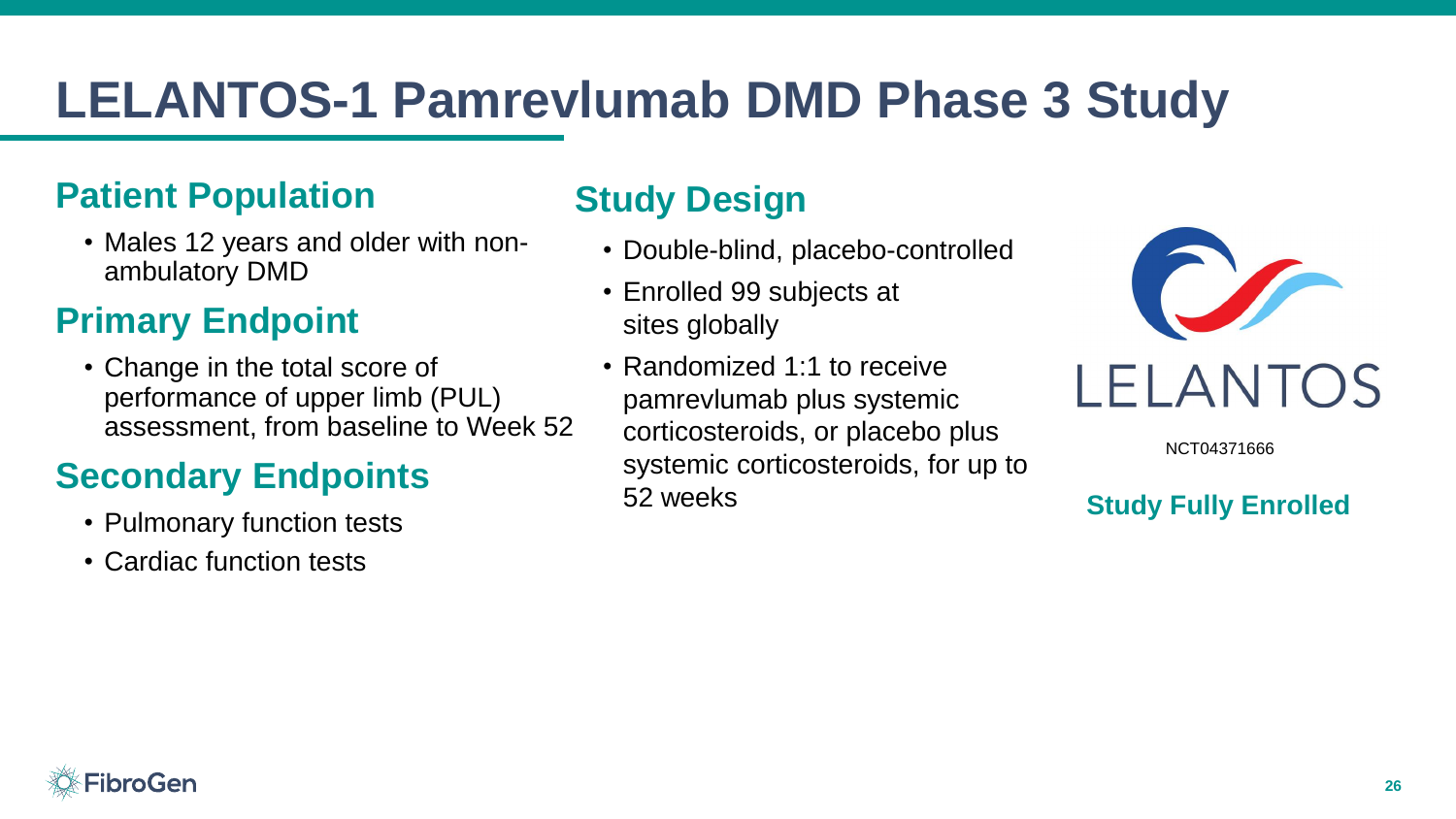# LELANTOS-1 Pamrevlumab DMD Phase 3 Study

## Patient Population

- Males 12 years and older with non-ambulatory DMD

## Primary Endpoint

- Change in the total score of performance of upper limb (PUL) assessment, from baseline to Week 52

## Secondary Endpoints

- Pulmonary function tests
- Cardiac function tests

## Study Design

- Double-blind, placebo-controlled
- Enrolled 99 subjects at sites globally
- Randomized 1:1 to receive pamrevlumab plus systemic corticosteroids, or placebo plus systemic corticosteroids, for up to 52 weeks

LELANTOS

NCT04371666

**Study Fully Enrolled**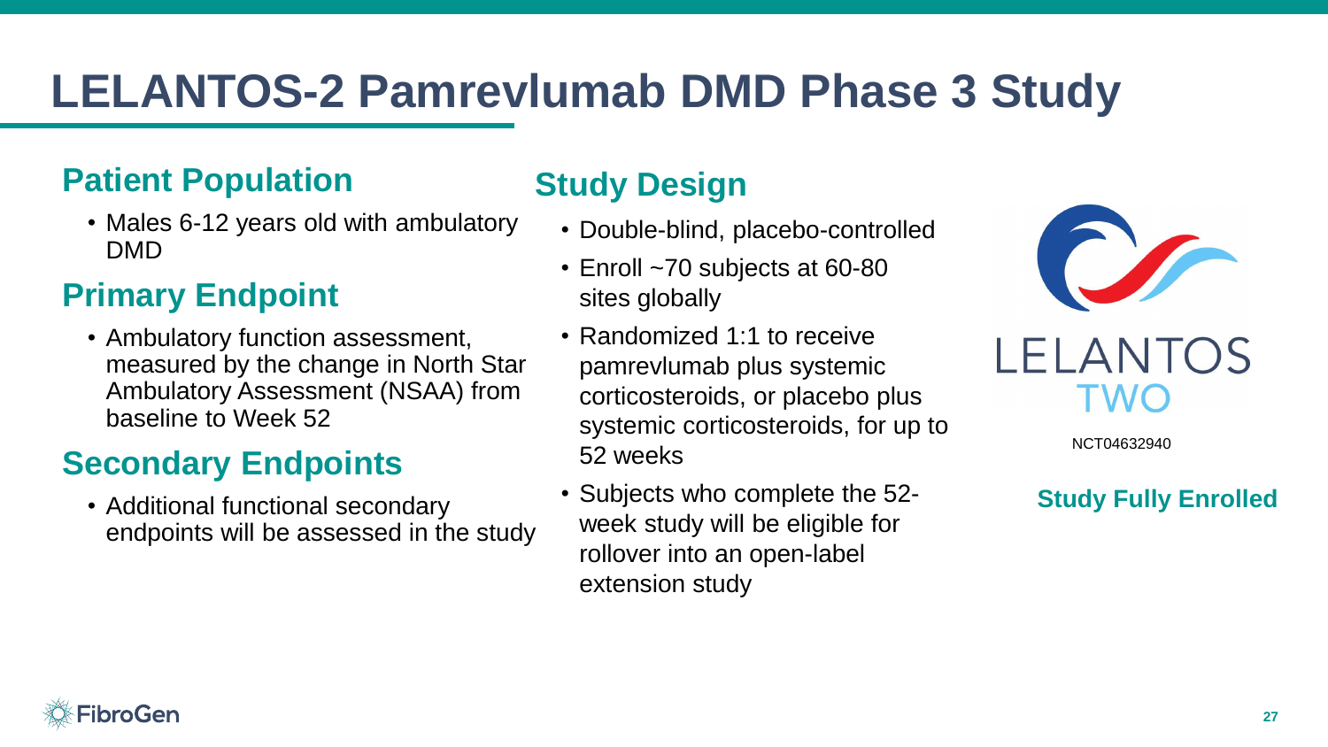# LELANTOS-2 Pamrevlumab DMD Phase 3 Study

## Patient Population

- Males 6-12 years old with ambulatory DMD

## Primary Endpoint

- Ambulatory function assessment, measured by the change in North Star Ambulatory Assessment (NSAA) from baseline to Week 52

## Secondary Endpoints

- Additional functional secondary endpoints will be assessed in the study

## Study Design

- Double-blind, placebo-controlled
- Enroll ~70 subjects at 60-80 sites globally
- Randomized 1:1 to receive pamrevlumab plus systemic corticosteroids, or placebo plus systemic corticosteroids, for up to 52 weeks
- Subjects who complete the 52-week study will be eligible for rollover into an open-label extension study

LELANTOS TWO

NCT04632940

**Study Fully Enrolled**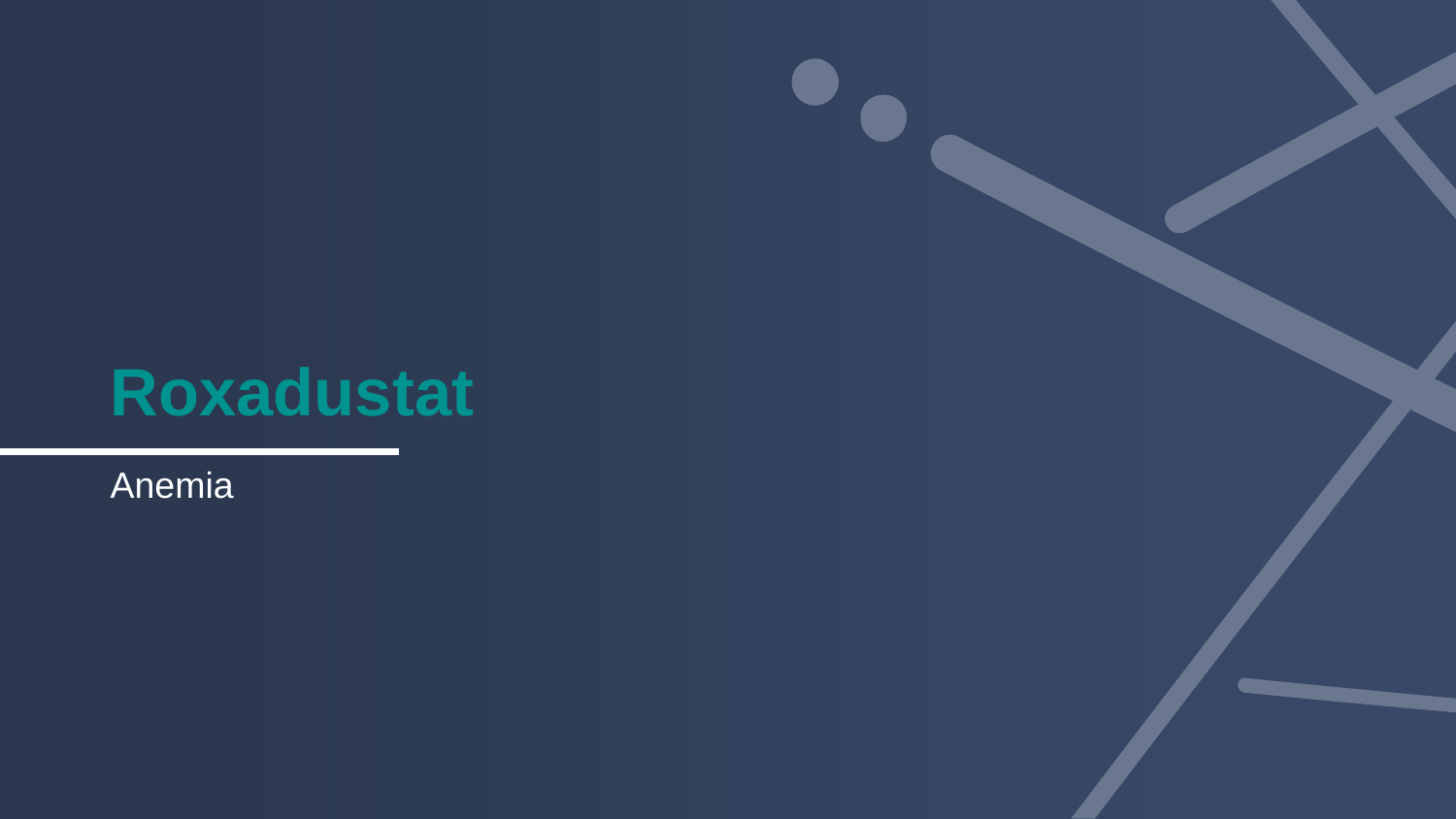# Roxadustat

Anemia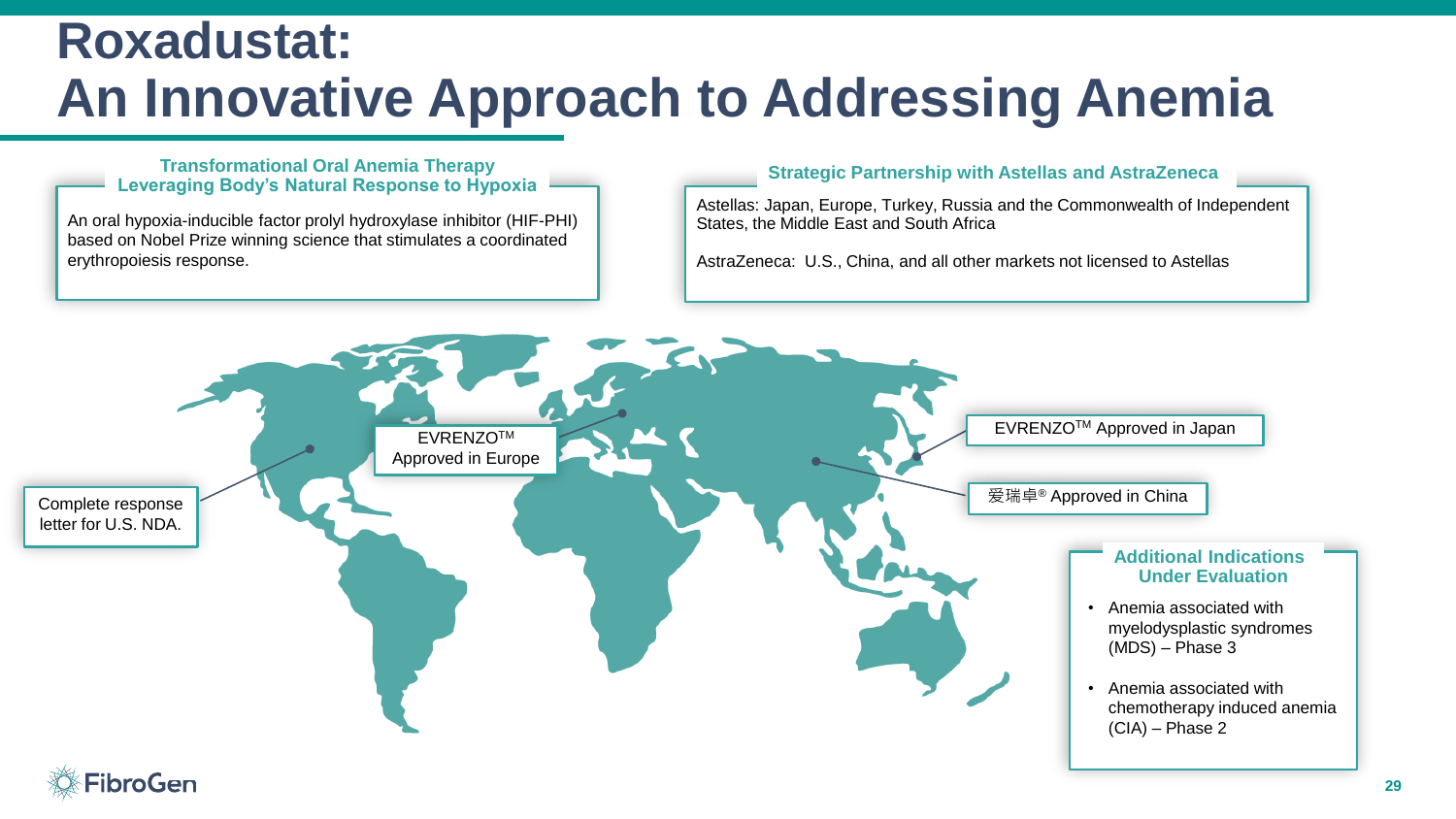# Roxadustat: An Innovative Approach to Addressing Anemia

### Transformational Oral Anemia Therapy Leveraging Body's Natural Response to Hypoxia

An oral hypoxia-inducible factor prolyl hydroxylase inhibitor (HIF-PHI) based on Nobel Prize winning science that stimulates a coordinated erythropoiesis response.

### Strategic Partnership with Astellas and AstraZeneca

Astellas: Japan, Europe, Turkey, Russia and the Commonwealth of Independent States, the Middle East and South Africa

AstraZeneca: U.S., China, and all other markets not licensed to Astellas

Complete response letter for U.S. NDA.

EVRENZO™ Approved in Europe

EVRENZO™ Approved in Japan

爱瑞卓® Approved in China

### Additional Indications Under Evaluation

- Anemia associated with myelodysplastic syndromes (MDS) – Phase 3
- Anemia associated with chemotherapy induced anemia (CIA) – Phase 2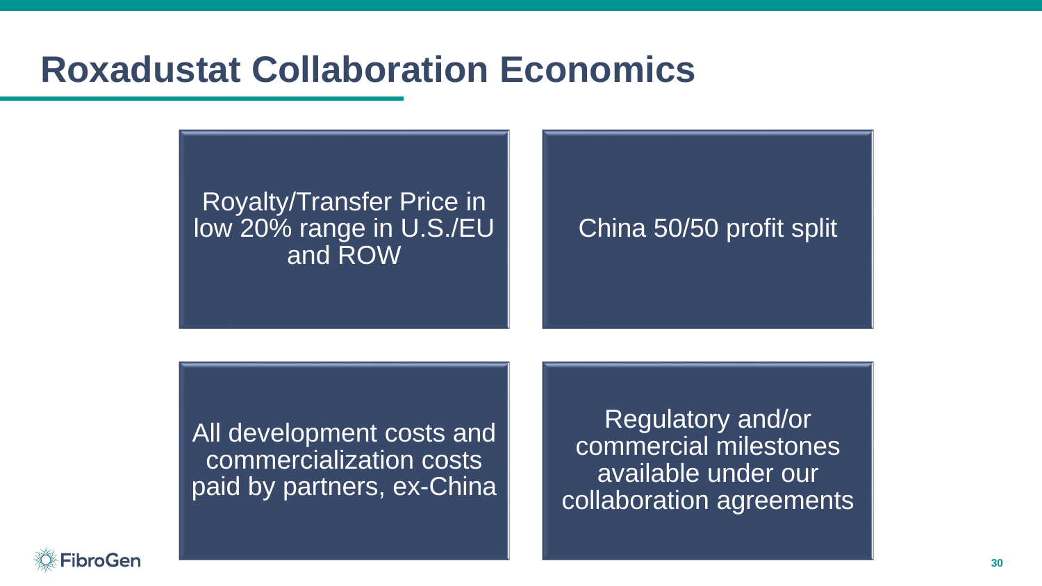# Roxadustat Collaboration Economics

- Royalty/Transfer Price in low 20% range in U.S./EU and ROW
- China 50/50 profit split
- All development costs and commercialization costs paid by partners, ex-China
- Regulatory and/or commercial milestones available under our collaboration agreements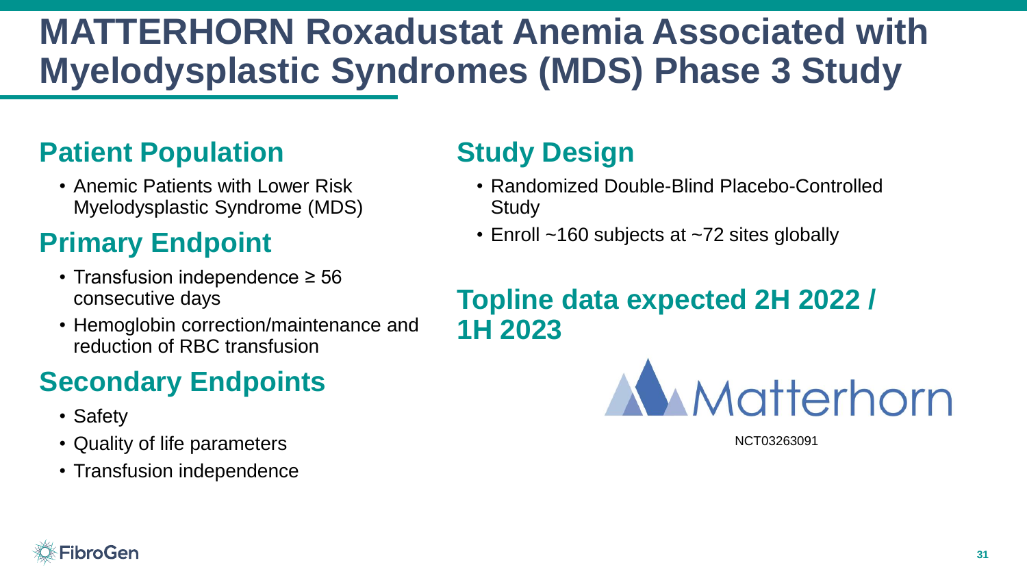# MATTERHORN Roxadustat Anemia Associated with Myelodysplastic Syndromes (MDS) Phase 3 Study

## Patient Population

- Anemic Patients with Lower Risk Myelodysplastic Syndrome (MDS)

## Primary Endpoint

- Transfusion independence ≥ 56 consecutive days
- Hemoglobin correction/maintenance and reduction of RBC transfusion

## Secondary Endpoints

- Safety
- Quality of life parameters
- Transfusion independence

## Study Design

- Randomized Double-Blind Placebo-Controlled Study
- Enroll ~160 subjects at ~72 sites globally

## Topline data expected 2H 2022 / 1H 2023

Matterhorn

NCT03263091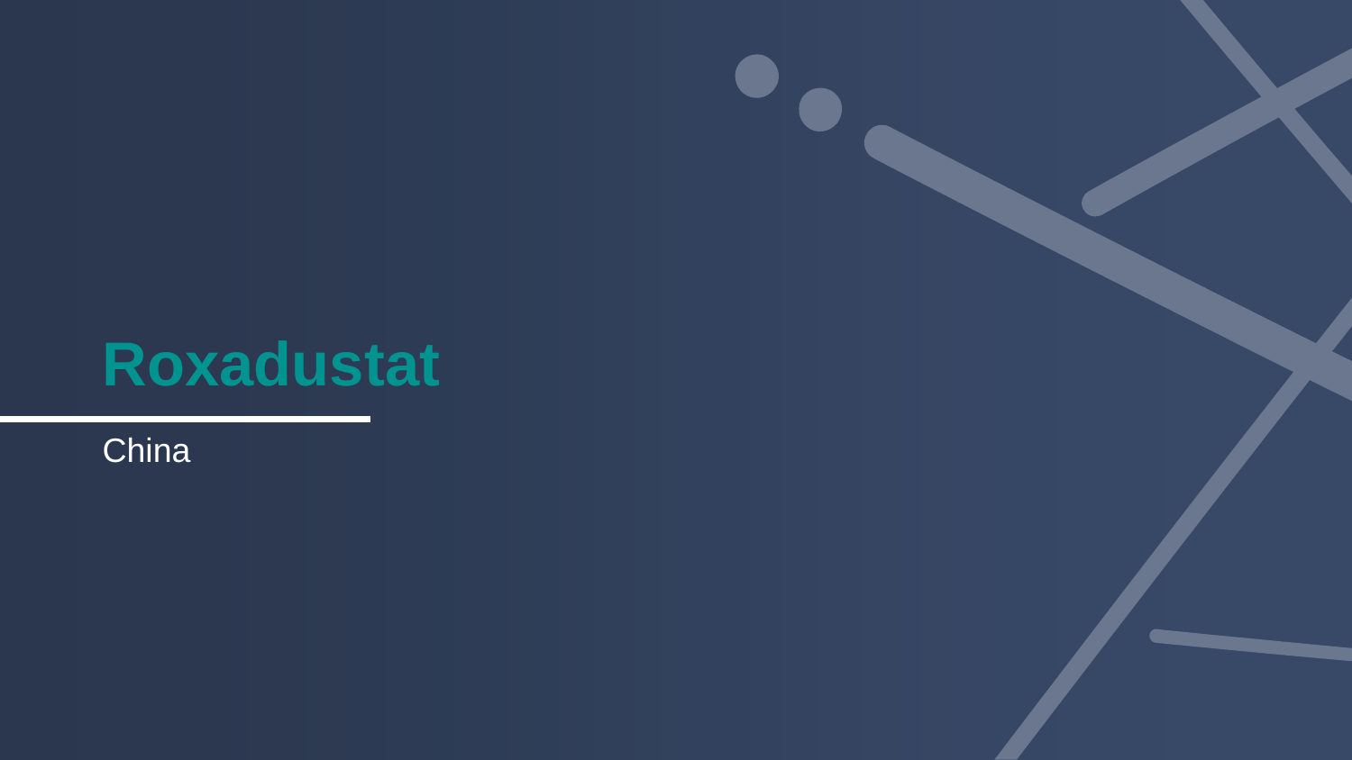# Roxadustat

China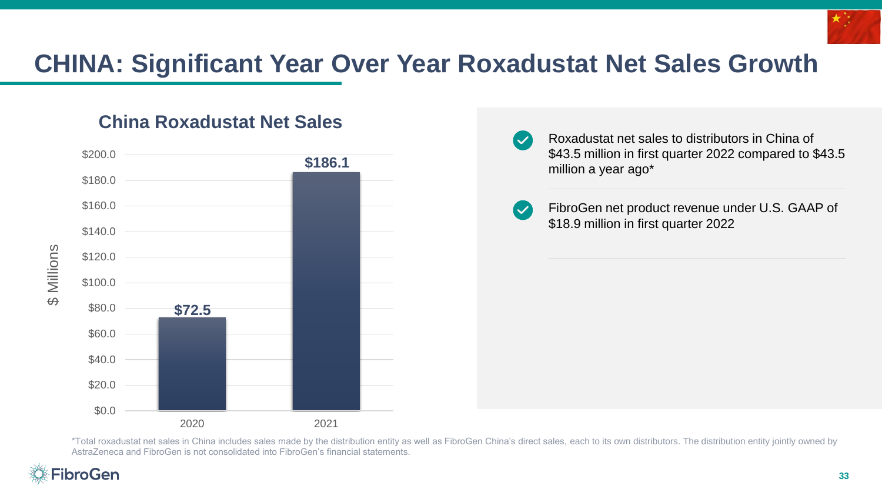# CHINA: Significant Year Over Year Roxadustat Net Sales Growth

## China Roxadustat Net Sales

$ Millions

$200.0
$180.0
$160.0
$140.0
$120.0
$100.0
$80.0
$60.0
$40.0
$20.0
$0.0

$72.5
$186.1

2020
2021

- Roxadustat net sales to distributors in China of $43.5 million in first quarter 2022 compared to $43.5 million a year ago*
- FibroGen net product revenue under U.S. GAAP of $18.9 million in first quarter 2022

*Total roxadustat net sales in China includes sales made by the distribution entity as well as FibroGen China's direct sales, each to its own distributors. The distribution entity jointly owned by AstraZeneca and FibroGen is not consolidated into FibroGen's financial statements.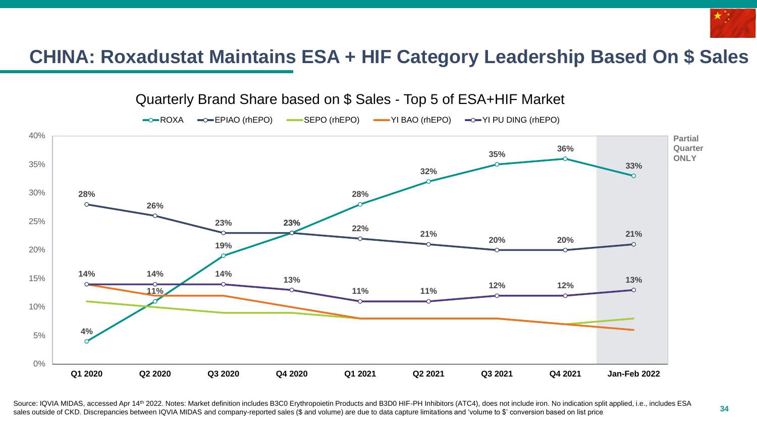# CHINA: Roxadustat Maintains ESA + HIF Category Leadership Based On $ Sales

## Quarterly Brand Share based on $ Sales - Top 5 of ESA+HIF Market

| | Q1 2020 | Q2 2020 | Q3 2020 | Q4 2020 | Q1 2021 | Q2 2021 | Q3 2021 | Q4 2021 | Jan-Feb 2022 |
|---|---|---|---|---|---|---|---|---|---|
| ROXA | 4% | 11% | 19% | 23% | 28% | 32% | 35% | 36% | 33% |
| EPIAO (rhEPO) | 28% | 26% | 23% | 23% | 22% | 21% | 20% | 20% | 21% |
| YI PU DING (rhEPO) | 14% | 14% | 14% | 13% | 11% | 11% | 12% | 12% | 13% |

SEPO (rhEPO) and YI BAO (rhEPO) also shown (unlabeled values).

Jan-Feb 2022: Partial Quarter ONLY

Source: IQVIA MIDAS, accessed Apr 14th 2022. Notes: Market definition includes B3C0 Erythropoietin Products and B3D0 HIF-PH Inhibitors (ATC4), does not include iron. No indication split applied, i.e., includes ESA sales outside of CKD. Discrepancies between IQVIA MIDAS and company-reported sales ($ and volume) are due to data capture limitations and 'volume to $' conversion based on list price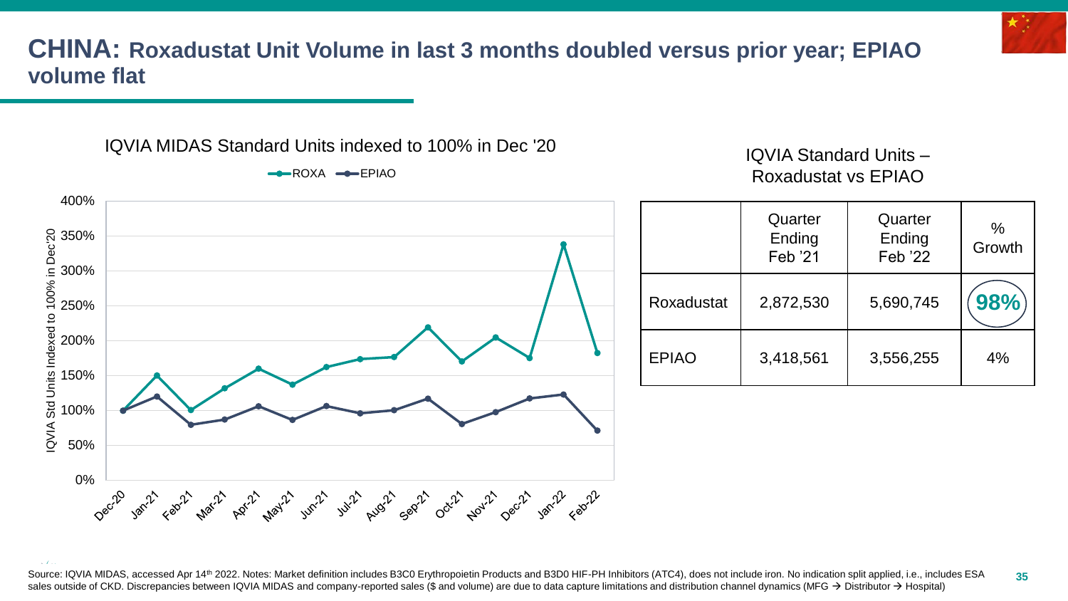# CHINA: Roxadustat Unit Volume in last 3 months doubled versus prior year; EPIAO volume flat

IQVIA MIDAS Standard Units indexed to 100% in Dec '20

ROXA EPIAO

IQVIA Std Units Indexed to 100% in Dec'20

400%
350%
300%
250%
200%
150%
100%
50%
0%

Dec-20 Jan-21 Feb-21 Mar-21 Apr-21 May-21 Jun-21 Jul-21 Aug-21 Sep-21 Oct-21 Nov-21 Dec-21 Jan-22 Feb-22

IQVIA Standard Units – Roxadustat vs EPIAO

| | Quarter Ending Feb '21 | Quarter Ending Feb '22 | % Growth |
|---|---|---|---|
| Roxadustat | 2,872,530 | 5,690,745 | **98%** |
| EPIAO | 3,418,561 | 3,556,255 | 4% |

Source: IQVIA MIDAS, accessed Apr 14th 2022. Notes: Market definition includes B3C0 Erythropoietin Products and B3D0 HIF-PH Inhibitors (ATC4), does not include iron. No indication split applied, i.e., includes ESA sales outside of CKD. Discrepancies between IQVIA MIDAS and company-reported sales ($ and volume) are due to data capture limitations and distribution channel dynamics (MFG → Distributor → Hospital)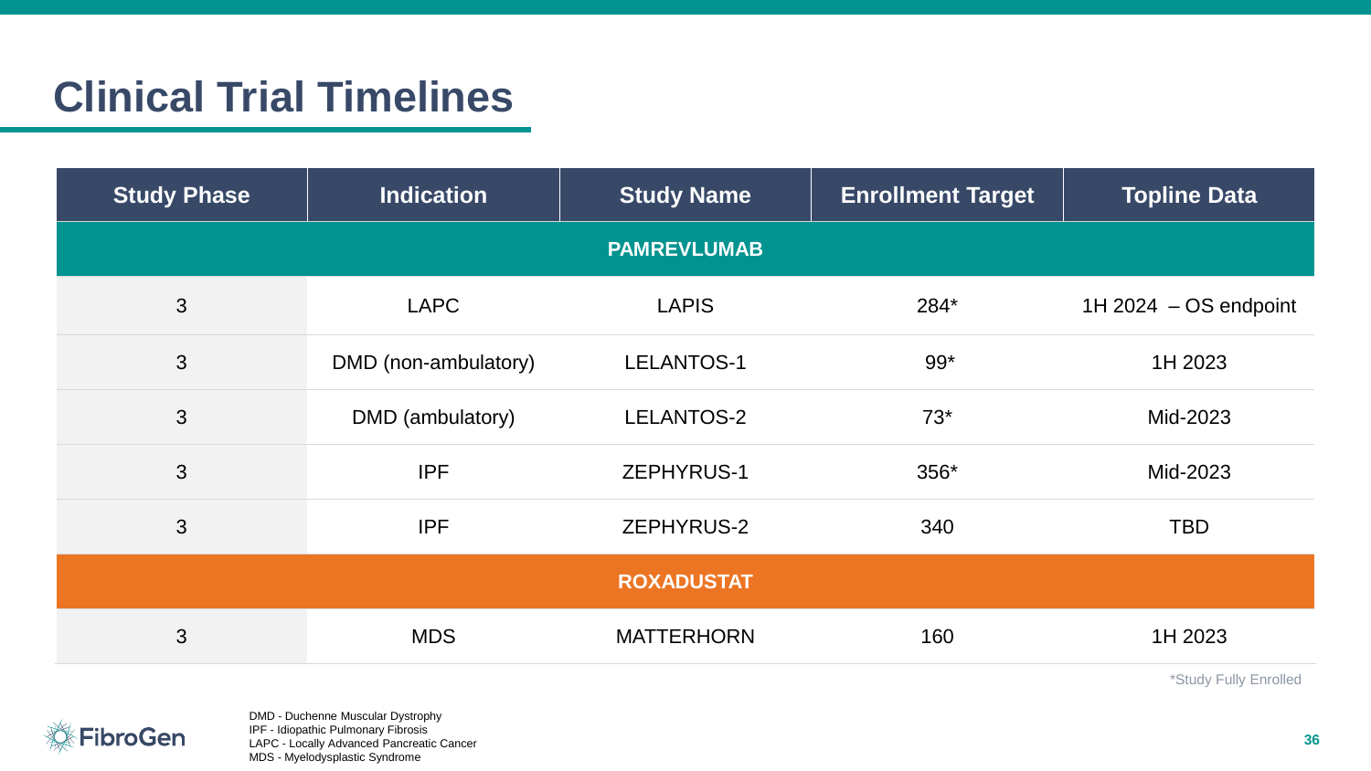# Clinical Trial Timelines

| Study Phase | Indication | Study Name | Enrollment Target | Topline Data |
|---|---|---|---|---|
| **PAMREVLUMAB** | | | | |
| 3 | LAPC | LAPIS | 284* | 1H 2024 – OS endpoint |
| 3 | DMD (non-ambulatory) | LELANTOS-1 | 99* | 1H 2023 |
| 3 | DMD (ambulatory) | LELANTOS-2 | 73* | Mid-2023 |
| 3 | IPF | ZEPHYRUS-1 | 356* | Mid-2023 |
| 3 | IPF | ZEPHYRUS-2 | 340 | TBD |
| **ROXADUSTAT** | | | | |
| 3 | MDS | MATTERHORN | 160 | 1H 2023 |

*Study Fully Enrolled

FibroGen

DMD - Duchenne Muscular Dystrophy
IPF - Idiopathic Pulmonary Fibrosis
LAPC - Locally Advanced Pancreatic Cancer
MDS - Myelodysplastic Syndrome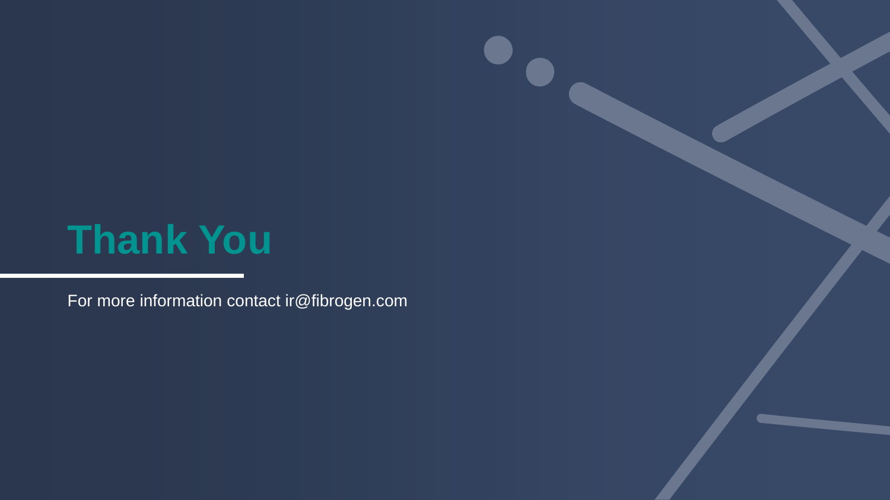# Thank You

For more information contact ir@fibrogen.com